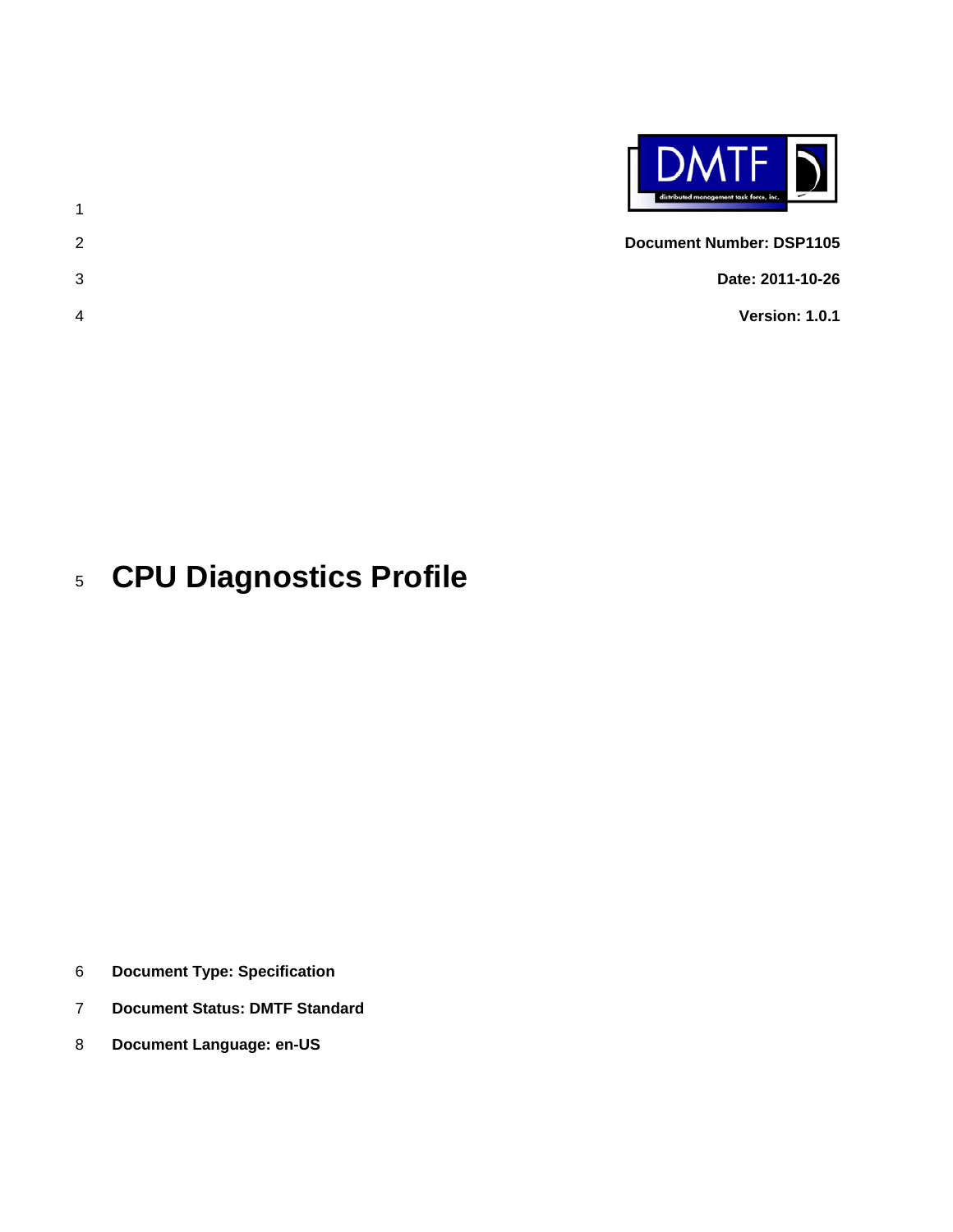**Document Number: DSP1105**

**Date: 2011-10-26**

**Version: 1.0.1**

# CPU Diagnostics Profile

**Document Type: Specification**

**Document Status: DMTF Standard**

**Document Language: en-US**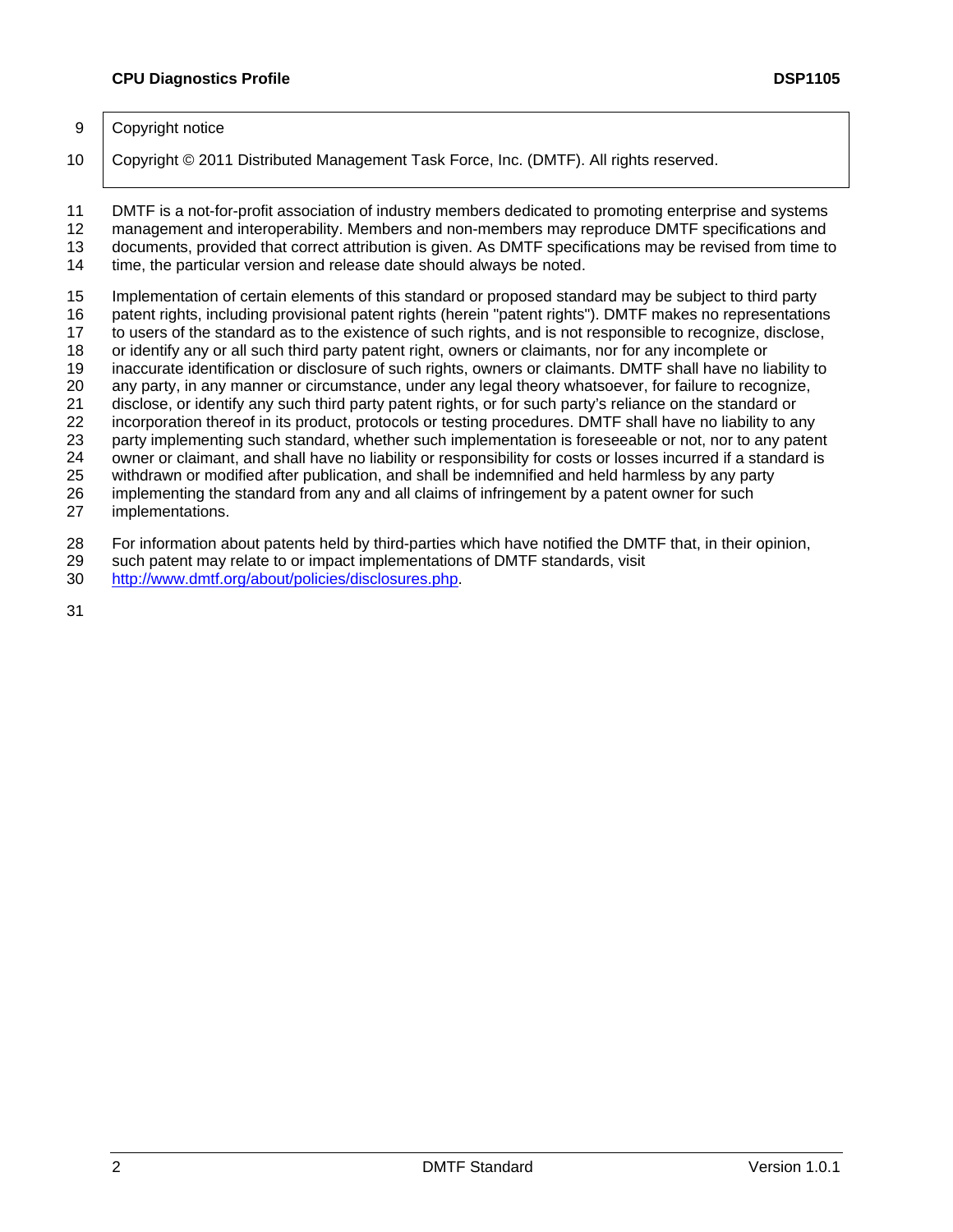Copyright notice

Copyright © 2011 Distributed Management Task Force, Inc. (DMTF). All rights reserved.

DMTF is a not-for-profit association of industry members dedicated to promoting enterprise and systems management and interoperability. Members and non-members may reproduce DMTF specifications and documents, provided that correct attribution is given. As DMTF specifications may be revised from time to time, the particular version and release date should always be noted.

Implementation of certain elements of this standard or proposed standard may be subject to third party patent rights, including provisional patent rights (herein "patent rights"). DMTF makes no representations to users of the standard as to the existence of such rights, and is not responsible to recognize, disclose, or identify any or all such third party patent right, owners or claimants, nor for any incomplete or inaccurate identification or disclosure of such rights, owners or claimants. DMTF shall have no liability to any party, in any manner or circumstance, under any legal theory whatsoever, for failure to recognize, disclose, or identify any such third party patent rights, or for such party's reliance on the standard or incorporation thereof in its product, protocols or testing procedures. DMTF shall have no liability to any party implementing such standard, whether such implementation is foreseeable or not, nor to any patent owner or claimant, and shall have no liability or responsibility for costs or losses incurred if a standard is withdrawn or modified after publication, and shall be indemnified and held harmless by any party implementing the standard from any and all claims of infringement by a patent owner for such implementations.

For information about patents held by third-parties which have notified the DMTF that, in their opinion, such patent may relate to or impact implementations of DMTF standards, visit http://www.dmtf.org/about/policies/disclosures.php.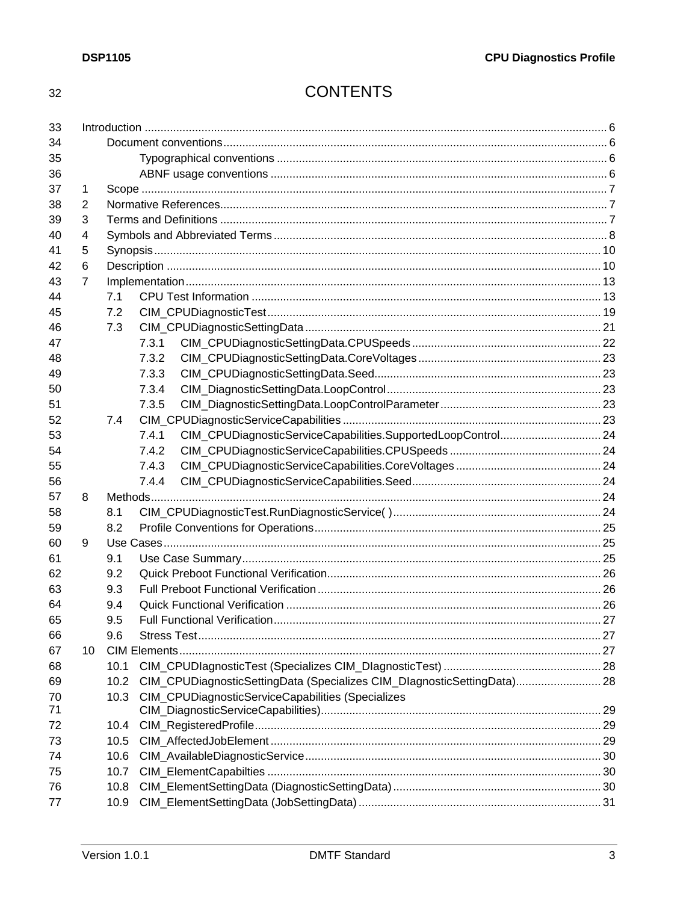# CONTENTS

- Introduction ..... 6
  - Document conventions ..... 6
    - Typographical conventions ..... 6
    - ABNF usage conventions ..... 6
- 1 Scope ..... 7
- 2 Normative References ..... 7
- 3 Terms and Definitions ..... 7
- 4 Symbols and Abbreviated Terms ..... 8
- 5 Synopsis ..... 10
- 6 Description ..... 10
- 7 Implementation ..... 13
  - 7.1 CPU Test Information ..... 13
  - 7.2 CIM_CPUDiagnosticTest ..... 19
  - 7.3 CIM_CPUDiagnosticSettingData ..... 21
    - 7.3.1 CIM_CPUDiagnosticSettingData.CPUSpeeds ..... 22
    - 7.3.2 CIM_CPUDiagnosticSettingData.CoreVoltages ..... 23
    - 7.3.3 CIM_CPUDiagnosticSettingData.Seed ..... 23
    - 7.3.4 CIM_DiagnosticSettingData.LoopControl ..... 23
    - 7.3.5 CIM_DiagnosticSettingData.LoopControlParameter ..... 23
  - 7.4 CIM_CPUDiagnosticServiceCapabilities ..... 23
    - 7.4.1 CIM_CPUDiagnosticServiceCapabilities.SupportedLoopControl ..... 24
    - 7.4.2 CIM_CPUDiagnosticServiceCapabilities.CPUSpeeds ..... 24
    - 7.4.3 CIM_CPUDiagnosticServiceCapabilities.CoreVoltages ..... 24
    - 7.4.4 CIM_CPUDiagnosticServiceCapabilities.Seed ..... 24
- 8 Methods ..... 24
  - 8.1 CIM_CPUDiagnosticTest.RunDiagnosticService( ) ..... 24
  - 8.2 Profile Conventions for Operations ..... 25
- 9 Use Cases ..... 25
  - 9.1 Use Case Summary ..... 25
  - 9.2 Quick Preboot Functional Verification ..... 26
  - 9.3 Full Preboot Functional Verification ..... 26
  - 9.4 Quick Functional Verification ..... 26
  - 9.5 Full Functional Verification ..... 27
  - 9.6 Stress Test ..... 27
- 10 CIM Elements ..... 27
  - 10.1 CIM_CPUDIagnosticTest (Specializes CIM_DIagnosticTest) ..... 28
  - 10.2 CIM_CPUDiagnosticSettingData (Specializes CIM_DIagnosticSettingData) ..... 28
  - 10.3 CIM_CPUDiagnosticServiceCapabilities (Specializes CIM_DiagnosticServiceCapabilities) ..... 29
  - 10.4 CIM_RegisteredProfile ..... 29
  - 10.5 CIM_AffectedJobElement ..... 29
  - 10.6 CIM_AvailableDiagnosticService ..... 30
  - 10.7 CIM_ElementCapabilties ..... 30
  - 10.8 CIM_ElementSettingData (DiagnosticSettingData) ..... 30
  - 10.9 CIM_ElementSettingData (JobSettingData) ..... 31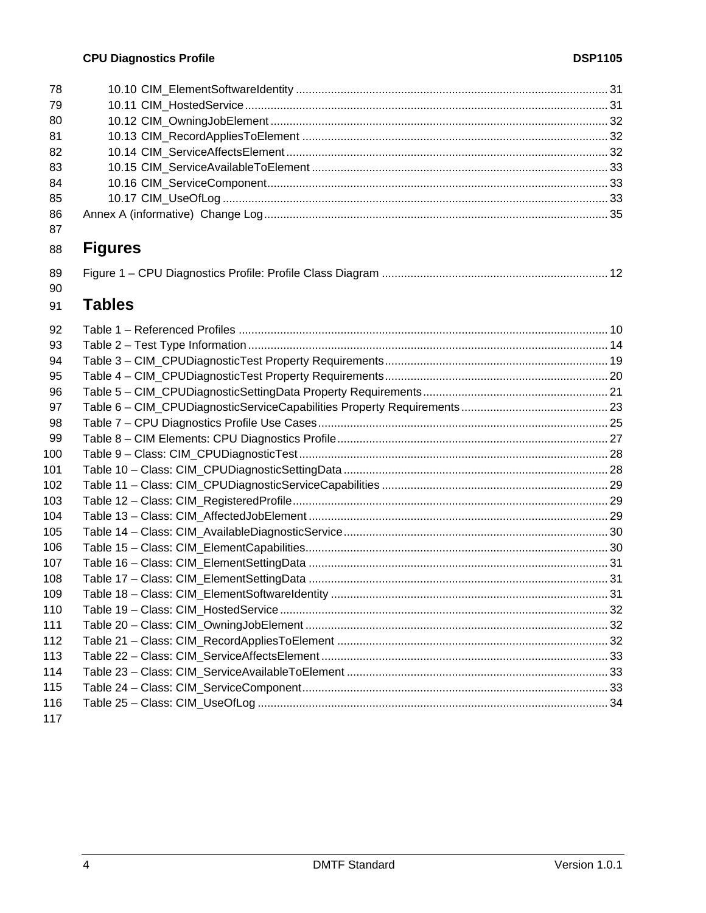10.10 CIM_ElementSoftwareIdentity ........ 31
10.11 CIM_HostedService ........ 31
10.12 CIM_OwningJobElement ........ 32
10.13 CIM_RecordAppliesToElement ........ 32
10.14 CIM_ServiceAffectsElement ........ 32
10.15 CIM_ServiceAvailableToElement ........ 33
10.16 CIM_ServiceComponent ........ 33
10.17 CIM_UseOfLog ........ 33
Annex A (informative) Change Log ........ 35

## Figures

Figure 1 – CPU Diagnostics Profile: Profile Class Diagram ........ 12

## Tables

Table 1 – Referenced Profiles ........ 10
Table 2 – Test Type Information ........ 14
Table 3 – CIM_CPUDiagnosticTest Property Requirements ........ 19
Table 4 – CIM_CPUDiagnosticTest Property Requirements ........ 20
Table 5 – CIM_CPUDiagnosticSettingData Property Requirements ........ 21
Table 6 – CIM_CPUDiagnosticServiceCapabilities Property Requirements ........ 23
Table 7 – CPU Diagnostics Profile Use Cases ........ 25
Table 8 – CIM Elements: CPU Diagnostics Profile ........ 27
Table 9 – Class: CIM_CPUDiagnosticTest ........ 28
Table 10 – Class: CIM_CPUDiagnosticSettingData ........ 28
Table 11 – Class: CIM_CPUDiagnosticServiceCapabilities ........ 29
Table 12 – Class: CIM_RegisteredProfile ........ 29
Table 13 – Class: CIM_AffectedJobElement ........ 29
Table 14 – Class: CIM_AvailableDiagnosticService ........ 30
Table 15 – Class: CIM_ElementCapabilities ........ 30
Table 16 – Class: CIM_ElementSettingData ........ 31
Table 17 – Class: CIM_ElementSettingData ........ 31
Table 18 – Class: CIM_ElementSoftwareIdentity ........ 31
Table 19 – Class: CIM_HostedService ........ 32
Table 20 – Class: CIM_OwningJobElement ........ 32
Table 21 – Class: CIM_RecordAppliesToElement ........ 32
Table 22 – Class: CIM_ServiceAffectsElement ........ 33
Table 23 – Class: CIM_ServiceAvailableToElement ........ 33
Table 24 – Class: CIM_ServiceComponent ........ 33
Table 25 – Class: CIM_UseOfLog ........ 34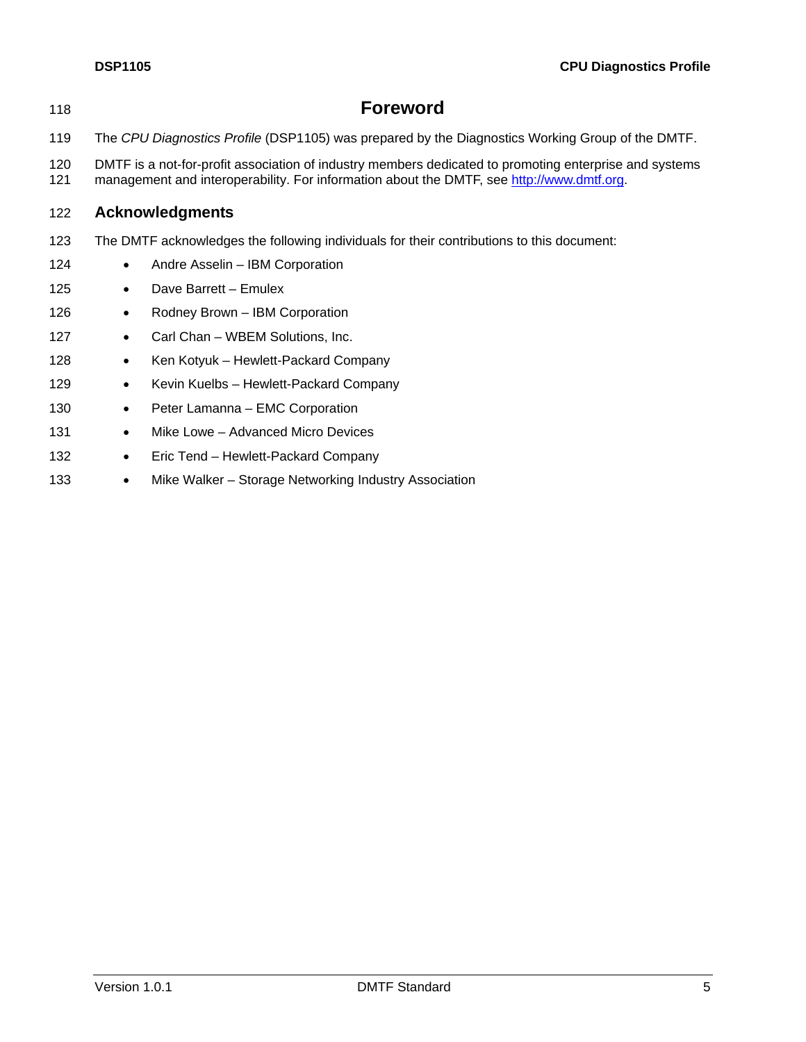# Foreword

The *CPU Diagnostics Profile* (DSP1105) was prepared by the Diagnostics Working Group of the DMTF.

DMTF is a not-for-profit association of industry members dedicated to promoting enterprise and systems management and interoperability. For information about the DMTF, see http://www.dmtf.org.

## Acknowledgments

The DMTF acknowledges the following individuals for their contributions to this document:

- Andre Asselin – IBM Corporation
- Dave Barrett – Emulex
- Rodney Brown – IBM Corporation
- Carl Chan – WBEM Solutions, Inc.
- Ken Kotyuk – Hewlett-Packard Company
- Kevin Kuelbs – Hewlett-Packard Company
- Peter Lamanna – EMC Corporation
- Mike Lowe – Advanced Micro Devices
- Eric Tend – Hewlett-Packard Company
- Mike Walker – Storage Networking Industry Association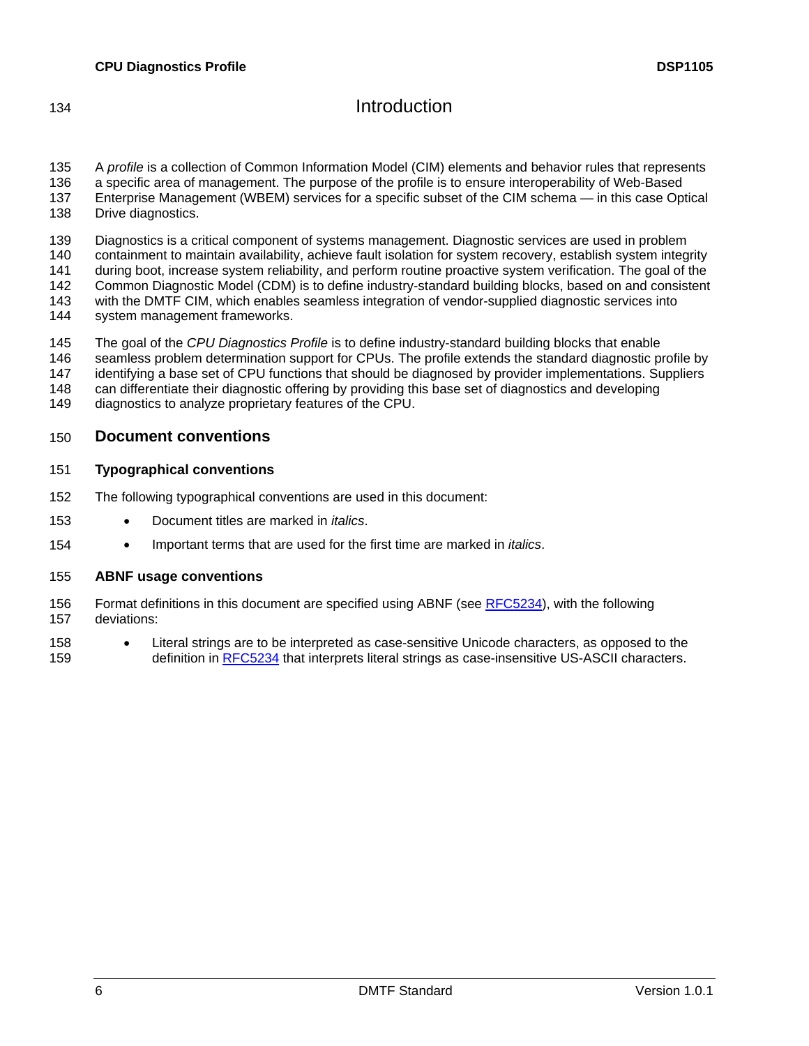# Introduction

A *profile* is a collection of Common Information Model (CIM) elements and behavior rules that represents a specific area of management. The purpose of the profile is to ensure interoperability of Web-Based Enterprise Management (WBEM) services for a specific subset of the CIM schema — in this case Optical Drive diagnostics.

Diagnostics is a critical component of systems management. Diagnostic services are used in problem containment to maintain availability, achieve fault isolation for system recovery, establish system integrity during boot, increase system reliability, and perform routine proactive system verification. The goal of the Common Diagnostic Model (CDM) is to define industry-standard building blocks, based on and consistent with the DMTF CIM, which enables seamless integration of vendor-supplied diagnostic services into system management frameworks.

The goal of the *CPU Diagnostics Profile* is to define industry-standard building blocks that enable seamless problem determination support for CPUs. The profile extends the standard diagnostic profile by identifying a base set of CPU functions that should be diagnosed by provider implementations. Suppliers can differentiate their diagnostic offering by providing this base set of diagnostics and developing diagnostics to analyze proprietary features of the CPU.

## Document conventions

### Typographical conventions

The following typographical conventions are used in this document:

- Document titles are marked in *italics*.
- Important terms that are used for the first time are marked in *italics*.

### ABNF usage conventions

Format definitions in this document are specified using ABNF (see RFC5234), with the following deviations:

- Literal strings are to be interpreted as case-sensitive Unicode characters, as opposed to the definition in RFC5234 that interprets literal strings as case-insensitive US-ASCII characters.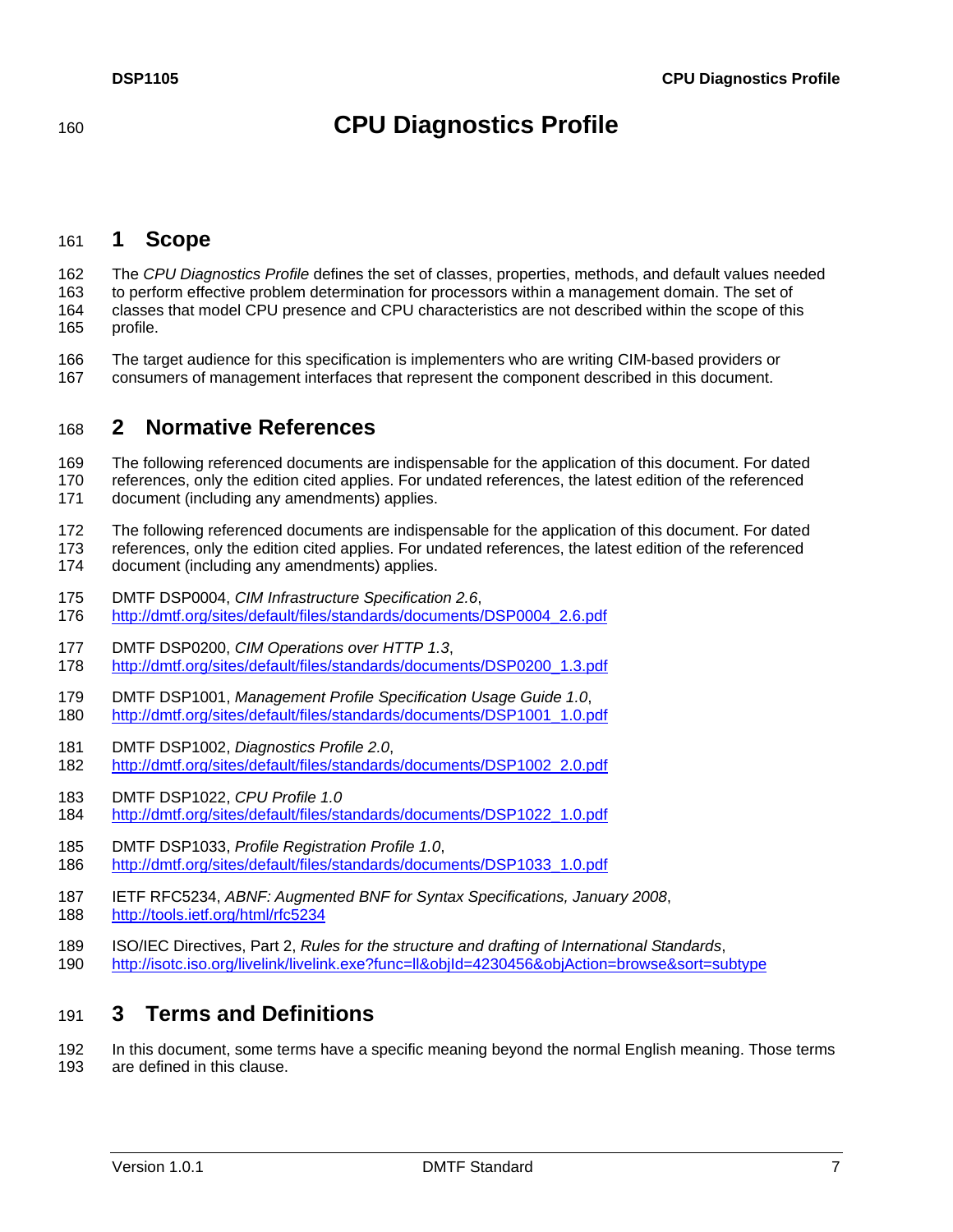# CPU Diagnostics Profile

## 1 Scope

The *CPU Diagnostics Profile* defines the set of classes, properties, methods, and default values needed to perform effective problem determination for processors within a management domain. The set of classes that model CPU presence and CPU characteristics are not described within the scope of this profile.

The target audience for this specification is implementers who are writing CIM-based providers or consumers of management interfaces that represent the component described in this document.

## 2 Normative References

The following referenced documents are indispensable for the application of this document. For dated references, only the edition cited applies. For undated references, the latest edition of the referenced document (including any amendments) applies.

The following referenced documents are indispensable for the application of this document. For dated references, only the edition cited applies. For undated references, the latest edition of the referenced document (including any amendments) applies.

DMTF DSP0004, *CIM Infrastructure Specification 2.6*,
http://dmtf.org/sites/default/files/standards/documents/DSP0004_2.6.pdf

DMTF DSP0200, *CIM Operations over HTTP 1.3*,
http://dmtf.org/sites/default/files/standards/documents/DSP0200_1.3.pdf

DMTF DSP1001, *Management Profile Specification Usage Guide 1.0*,
http://dmtf.org/sites/default/files/standards/documents/DSP1001_1.0.pdf

DMTF DSP1002, *Diagnostics Profile 2.0*,
http://dmtf.org/sites/default/files/standards/documents/DSP1002_2.0.pdf

DMTF DSP1022, *CPU Profile 1.0*
http://dmtf.org/sites/default/files/standards/documents/DSP1022_1.0.pdf

DMTF DSP1033, *Profile Registration Profile 1.0*,
http://dmtf.org/sites/default/files/standards/documents/DSP1033_1.0.pdf

IETF RFC5234, *ABNF: Augmented BNF for Syntax Specifications, January 2008*,
http://tools.ietf.org/html/rfc5234

ISO/IEC Directives, Part 2, *Rules for the structure and drafting of International Standards*,
http://isotc.iso.org/livelink/livelink.exe?func=ll&objId=4230456&objAction=browse&sort=subtype

## 3 Terms and Definitions

In this document, some terms have a specific meaning beyond the normal English meaning. Those terms are defined in this clause.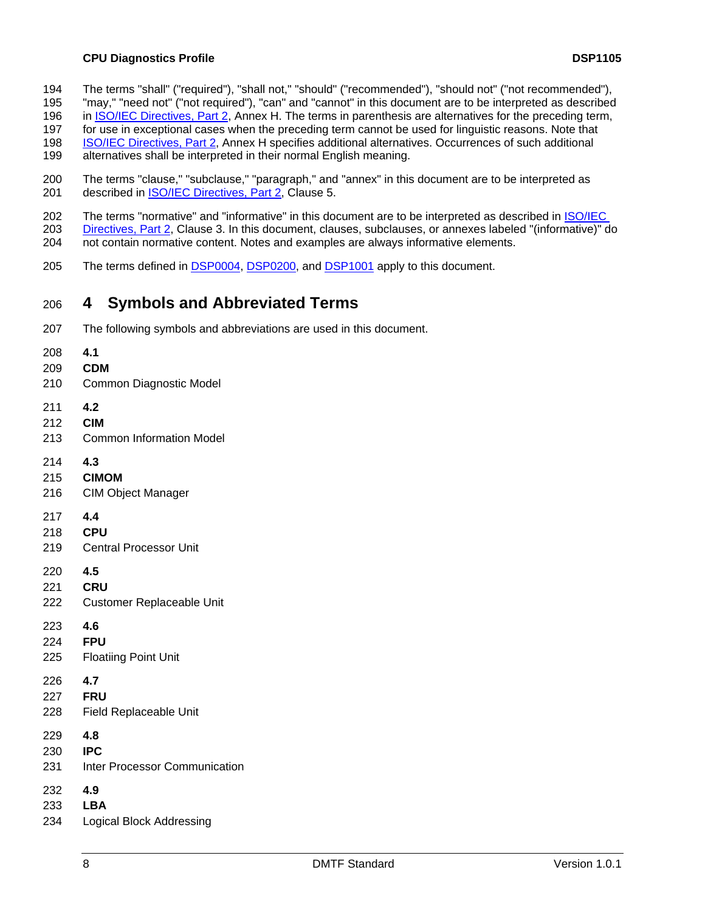The terms "shall" ("required"), "shall not," "should" ("recommended"), "should not" ("not recommended"), "may," "need not" ("not required"), "can" and "cannot" in this document are to be interpreted as described in ISO/IEC Directives, Part 2, Annex H. The terms in parenthesis are alternatives for the preceding term, for use in exceptional cases when the preceding term cannot be used for linguistic reasons. Note that ISO/IEC Directives, Part 2, Annex H specifies additional alternatives. Occurrences of such additional alternatives shall be interpreted in their normal English meaning.

The terms "clause," "subclause," "paragraph," and "annex" in this document are to be interpreted as described in ISO/IEC Directives, Part 2, Clause 5.

The terms "normative" and "informative" in this document are to be interpreted as described in ISO/IEC Directives, Part 2, Clause 3. In this document, clauses, subclauses, or annexes labeled "(informative)" do not contain normative content. Notes and examples are always informative elements.

The terms defined in DSP0004, DSP0200, and DSP1001 apply to this document.

# 4 Symbols and Abbreviated Terms

The following symbols and abbreviations are used in this document.

**4.1**
**CDM**
Common Diagnostic Model

**4.2**
**CIM**
Common Information Model

**4.3**
**CIMOM**
CIM Object Manager

**4.4**
**CPU**
Central Processor Unit

**4.5**
**CRU**
Customer Replaceable Unit

**4.6**
**FPU**
Floatiing Point Unit

**4.7**
**FRU**
Field Replaceable Unit

**4.8**
**IPC**
Inter Processor Communication

**4.9**
**LBA**
Logical Block Addressing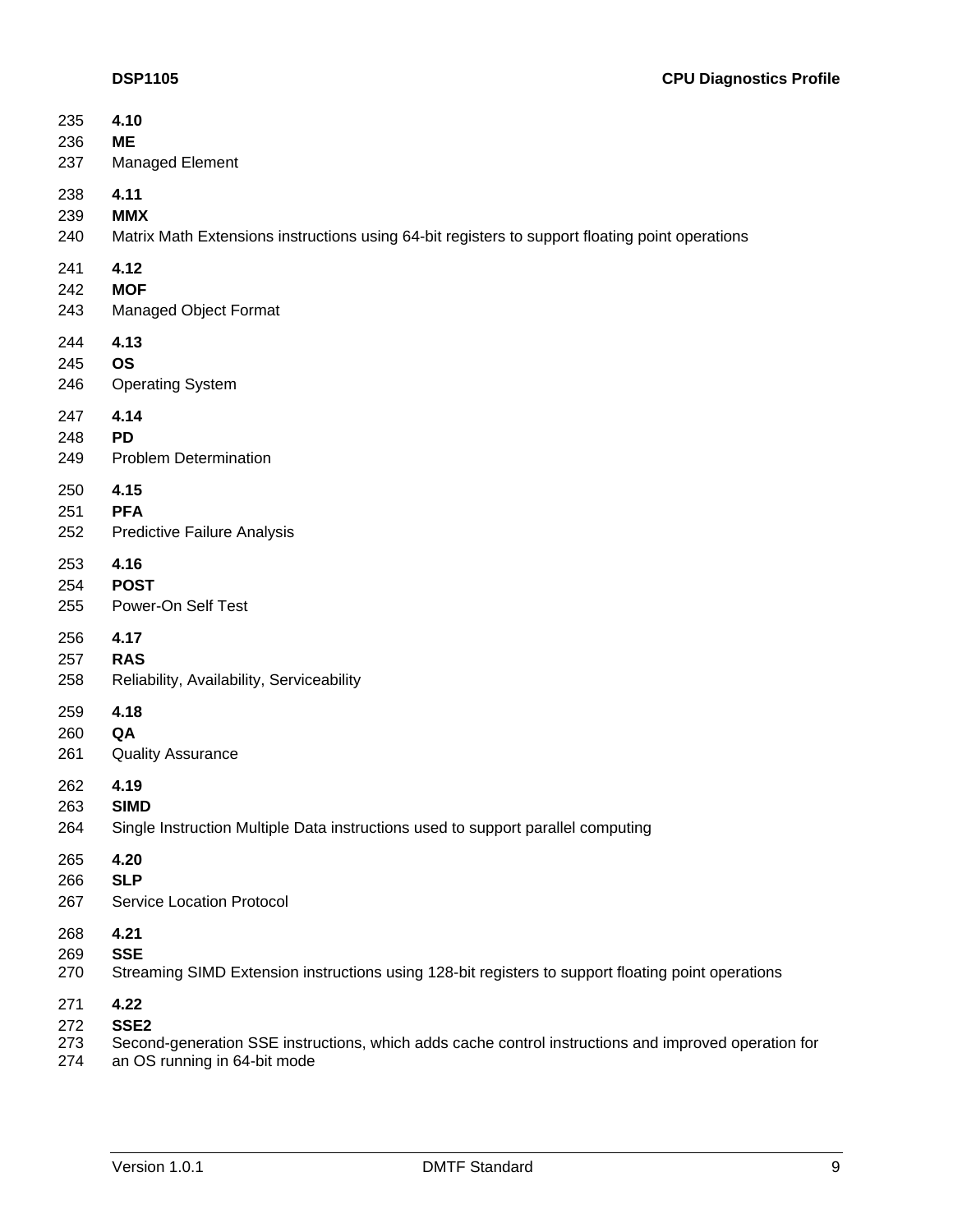### 4.10

**ME**

Managed Element

### 4.11

**MMX**

Matrix Math Extensions instructions using 64-bit registers to support floating point operations

### 4.12

**MOF**

Managed Object Format

### 4.13

**OS**

Operating System

### 4.14

**PD**

Problem Determination

### 4.15

**PFA**

Predictive Failure Analysis

### 4.16

**POST**

Power-On Self Test

### 4.17

**RAS**

Reliability, Availability, Serviceability

### 4.18

**QA**

Quality Assurance

### 4.19

**SIMD**

Single Instruction Multiple Data instructions used to support parallel computing

### 4.20

**SLP**

Service Location Protocol

### 4.21

**SSE**

Streaming SIMD Extension instructions using 128-bit registers to support floating point operations

### 4.22

**SSE2**

Second-generation SSE instructions, which adds cache control instructions and improved operation for an OS running in 64-bit mode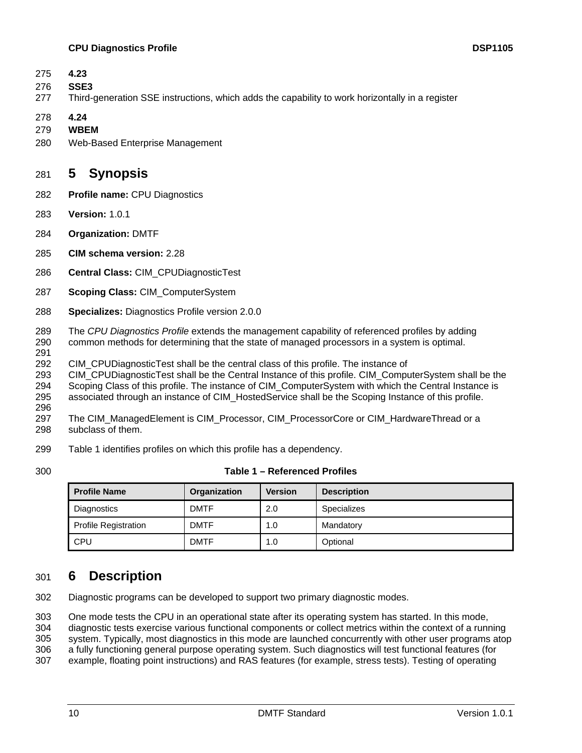**4.23**

**SSE3**

Third-generation SSE instructions, which adds the capability to work horizontally in a register

**4.24**

**WBEM**

Web-Based Enterprise Management

# 5 Synopsis

**Profile name:** CPU Diagnostics

**Version:** 1.0.1

**Organization:** DMTF

**CIM schema version:** 2.28

**Central Class:** CIM_CPUDiagnosticTest

**Scoping Class:** CIM_ComputerSystem

**Specializes:** Diagnostics Profile version 2.0.0

The *CPU Diagnostics Profile* extends the management capability of referenced profiles by adding common methods for determining that the state of managed processors in a system is optimal.

CIM_CPUDiagnosticTest shall be the central class of this profile. The instance of CIM_CPUDiagnosticTest shall be the Central Instance of this profile. CIM_ComputerSystem shall be the Scoping Class of this profile. The instance of CIM_ComputerSystem with which the Central Instance is associated through an instance of CIM_HostedService shall be the Scoping Instance of this profile.

The CIM_ManagedElement is CIM_Processor, CIM_ProcessorCore or CIM_HardwareThread or a subclass of them.

Table 1 identifies profiles on which this profile has a dependency.

**Table 1 – Referenced Profiles**

| Profile Name | Organization | Version | Description |
|---|---|---|---|
| Diagnostics | DMTF | 2.0 | Specializes |
| Profile Registration | DMTF | 1.0 | Mandatory |
| CPU | DMTF | 1.0 | Optional |

# 6 Description

Diagnostic programs can be developed to support two primary diagnostic modes.

One mode tests the CPU in an operational state after its operating system has started. In this mode, diagnostic tests exercise various functional components or collect metrics within the context of a running system. Typically, most diagnostics in this mode are launched concurrently with other user programs atop a fully functioning general purpose operating system. Such diagnostics will test functional features (for example, floating point instructions) and RAS features (for example, stress tests). Testing of operating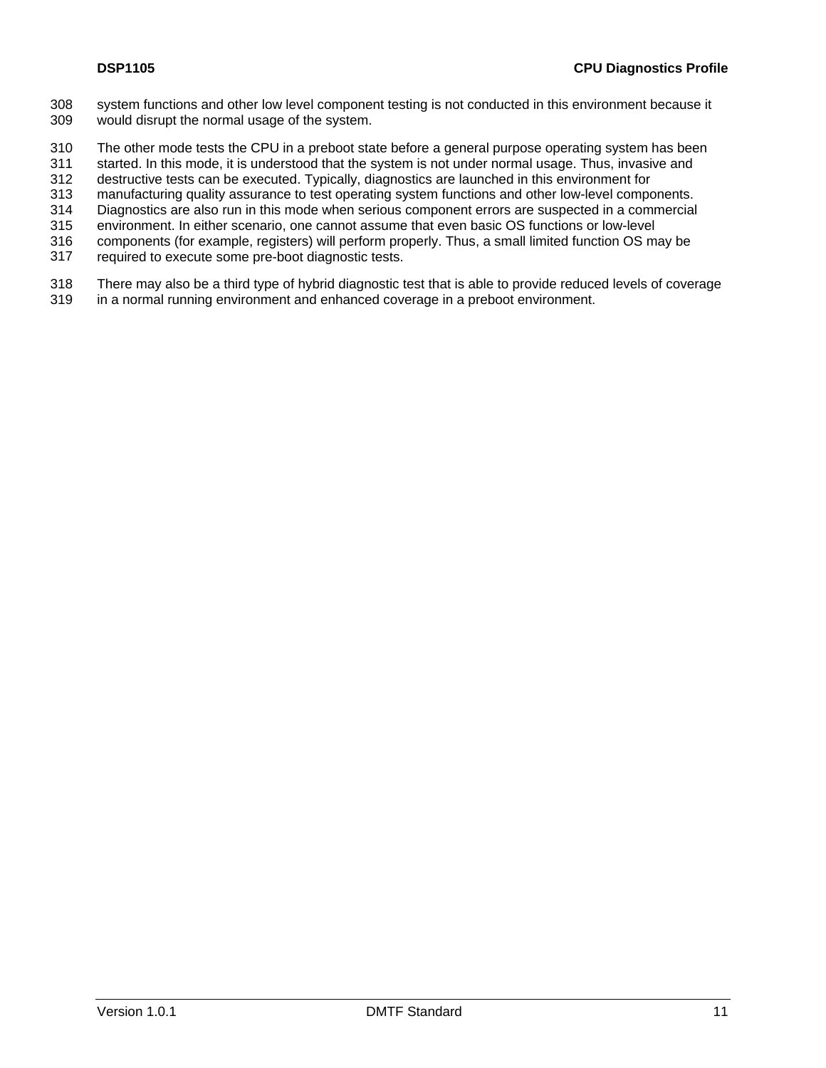system functions and other low level component testing is not conducted in this environment because it would disrupt the normal usage of the system.

The other mode tests the CPU in a preboot state before a general purpose operating system has been started. In this mode, it is understood that the system is not under normal usage. Thus, invasive and destructive tests can be executed. Typically, diagnostics are launched in this environment for manufacturing quality assurance to test operating system functions and other low-level components. Diagnostics are also run in this mode when serious component errors are suspected in a commercial environment. In either scenario, one cannot assume that even basic OS functions or low-level components (for example, registers) will perform properly. Thus, a small limited function OS may be required to execute some pre-boot diagnostic tests.

There may also be a third type of hybrid diagnostic test that is able to provide reduced levels of coverage in a normal running environment and enhanced coverage in a preboot environment.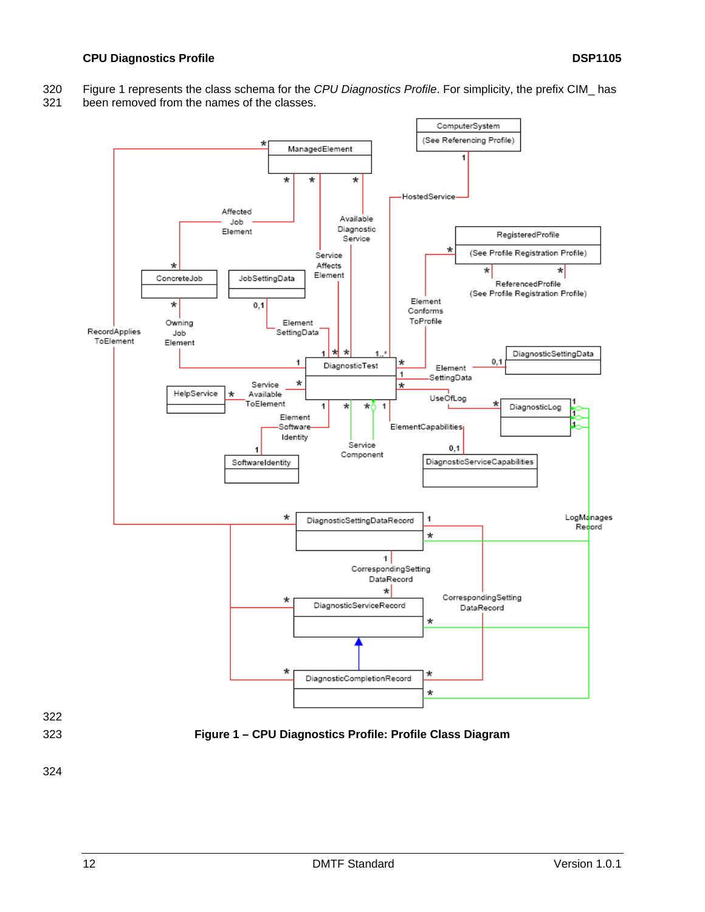Figure 1 represents the class schema for the *CPU Diagnostics Profile*. For simplicity, the prefix CIM_ has been removed from the names of the classes.

**Figure 1 – CPU Diagnostics Profile: Profile Class Diagram**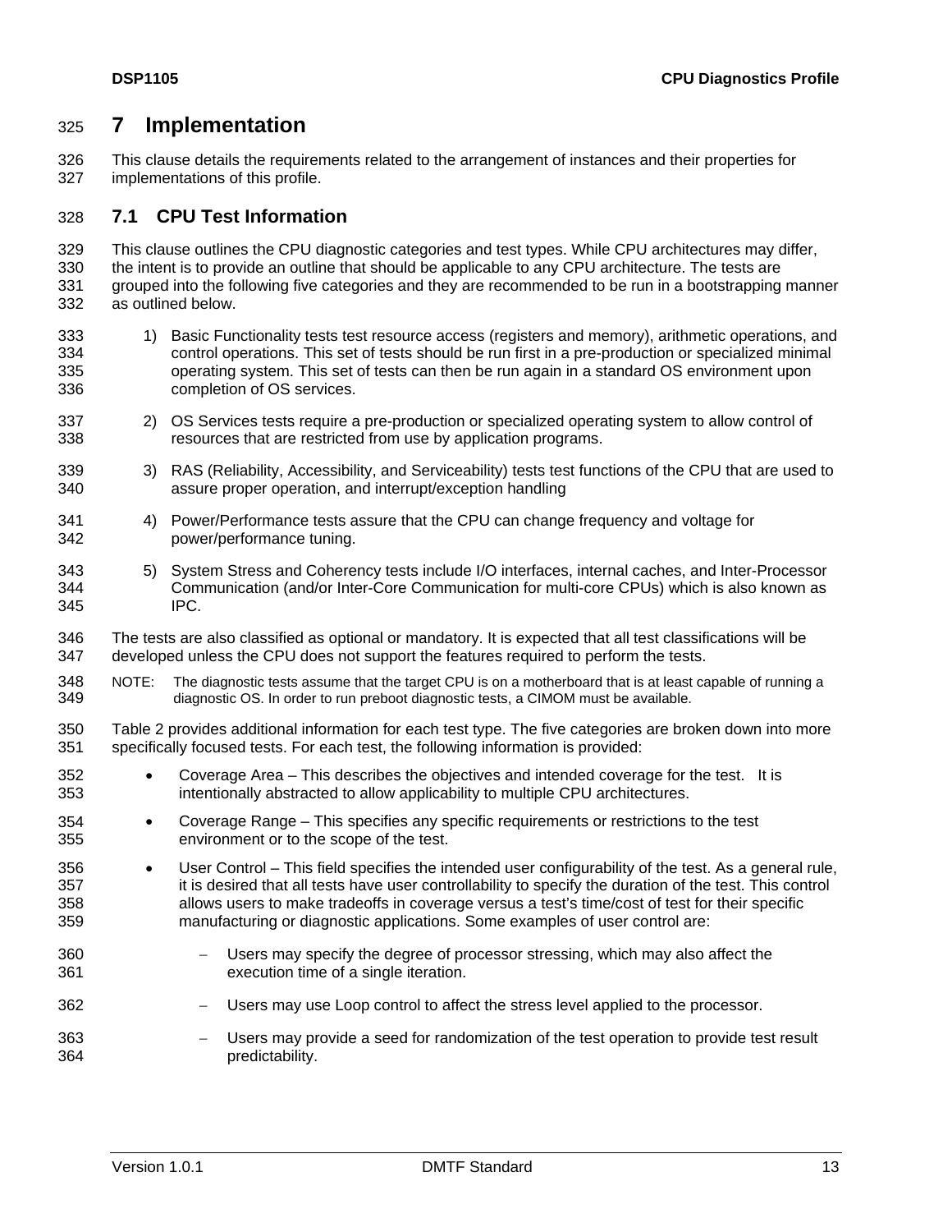# 7 Implementation

This clause details the requirements related to the arrangement of instances and their properties for implementations of this profile.

## 7.1 CPU Test Information

This clause outlines the CPU diagnostic categories and test types. While CPU architectures may differ, the intent is to provide an outline that should be applicable to any CPU architecture. The tests are grouped into the following five categories and they are recommended to be run in a bootstrapping manner as outlined below.

1) Basic Functionality tests test resource access (registers and memory), arithmetic operations, and control operations. This set of tests should be run first in a pre-production or specialized minimal operating system. This set of tests can then be run again in a standard OS environment upon completion of OS services.

2) OS Services tests require a pre-production or specialized operating system to allow control of resources that are restricted from use by application programs.

3) RAS (Reliability, Accessibility, and Serviceability) tests test functions of the CPU that are used to assure proper operation, and interrupt/exception handling

4) Power/Performance tests assure that the CPU can change frequency and voltage for power/performance tuning.

5) System Stress and Coherency tests include I/O interfaces, internal caches, and Inter-Processor Communication (and/or Inter-Core Communication for multi-core CPUs) which is also known as IPC.

The tests are also classified as optional or mandatory. It is expected that all test classifications will be developed unless the CPU does not support the features required to perform the tests.

NOTE: The diagnostic tests assume that the target CPU is on a motherboard that is at least capable of running a diagnostic OS. In order to run preboot diagnostic tests, a CIMOM must be available.

Table 2 provides additional information for each test type. The five categories are broken down into more specifically focused tests. For each test, the following information is provided:

- Coverage Area – This describes the objectives and intended coverage for the test. It is intentionally abstracted to allow applicability to multiple CPU architectures.
- Coverage Range – This specifies any specific requirements or restrictions to the test environment or to the scope of the test.
- User Control – This field specifies the intended user configurability of the test. As a general rule, it is desired that all tests have user controllability to specify the duration of the test. This control allows users to make tradeoffs in coverage versus a test's time/cost of test for their specific manufacturing or diagnostic applications. Some examples of user control are:
  - Users may specify the degree of processor stressing, which may also affect the execution time of a single iteration.
  - Users may use Loop control to affect the stress level applied to the processor.
  - Users may provide a seed for randomization of the test operation to provide test result predictability.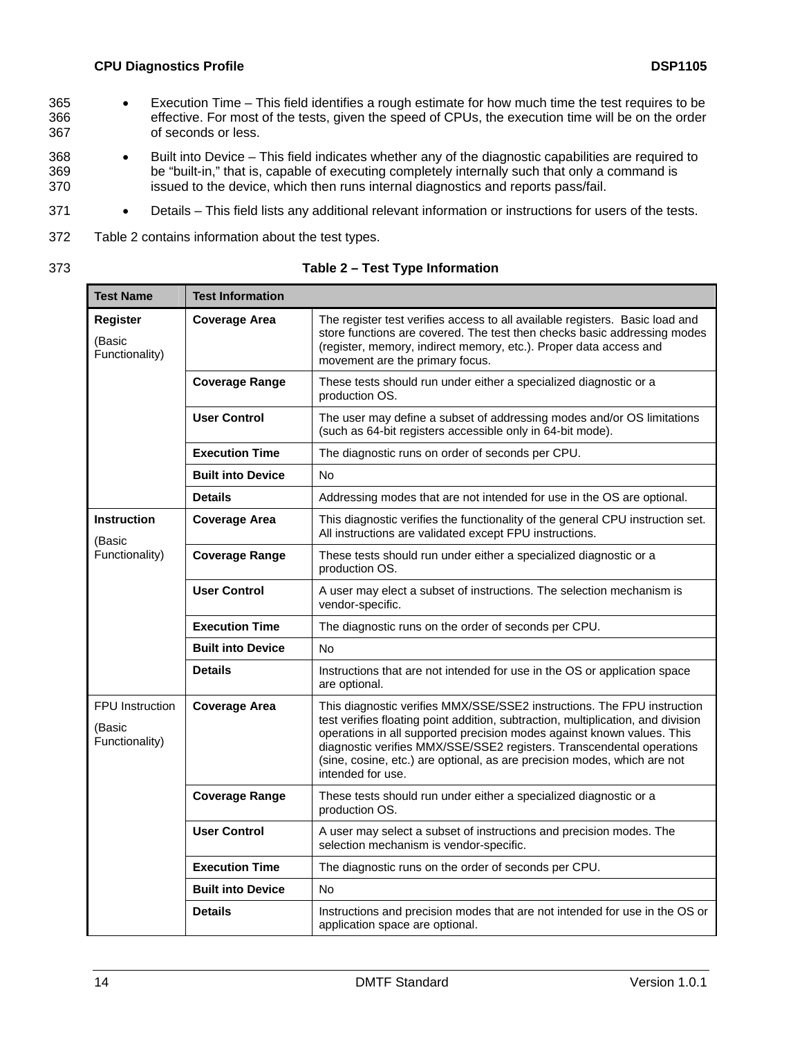- Execution Time – This field identifies a rough estimate for how much time the test requires to be effective. For most of the tests, given the speed of CPUs, the execution time will be on the order of seconds or less.
- Built into Device – This field indicates whether any of the diagnostic capabilities are required to be "built-in," that is, capable of executing completely internally such that only a command is issued to the device, which then runs internal diagnostics and reports pass/fail.
- Details – This field lists any additional relevant information or instructions for users of the tests.

Table 2 contains information about the test types.

**Table 2 – Test Type Information**

| Test Name | Test Information | |
|---|---|---|
| **Register** (Basic Functionality) | **Coverage Area** | The register test verifies access to all available registers. Basic load and store functions are covered. The test then checks basic addressing modes (register, memory, indirect memory, etc.). Proper data access and movement are the primary focus. |
| | **Coverage Range** | These tests should run under either a specialized diagnostic or a production OS. |
| | **User Control** | The user may define a subset of addressing modes and/or OS limitations (such as 64-bit registers accessible only in 64-bit mode). |
| | **Execution Time** | The diagnostic runs on order of seconds per CPU. |
| | **Built into Device** | No |
| | **Details** | Addressing modes that are not intended for use in the OS are optional. |
| **Instruction** (Basic Functionality) | **Coverage Area** | This diagnostic verifies the functionality of the general CPU instruction set. All instructions are validated except FPU instructions. |
| | **Coverage Range** | These tests should run under either a specialized diagnostic or a production OS. |
| | **User Control** | A user may elect a subset of instructions. The selection mechanism is vendor-specific. |
| | **Execution Time** | The diagnostic runs on the order of seconds per CPU. |
| | **Built into Device** | No |
| | **Details** | Instructions that are not intended for use in the OS or application space are optional. |
| FPU Instruction (Basic Functionality) | **Coverage Area** | This diagnostic verifies MMX/SSE/SSE2 instructions. The FPU instruction test verifies floating point addition, subtraction, multiplication, and division operations in all supported precision modes against known values. This diagnostic verifies MMX/SSE/SSE2 registers. Transcendental operations (sine, cosine, etc.) are optional, as are precision modes, which are not intended for use. |
| | **Coverage Range** | These tests should run under either a specialized diagnostic or a production OS. |
| | **User Control** | A user may select a subset of instructions and precision modes. The selection mechanism is vendor-specific. |
| | **Execution Time** | The diagnostic runs on the order of seconds per CPU. |
| | **Built into Device** | No |
| | **Details** | Instructions and precision modes that are not intended for use in the OS or application space are optional. |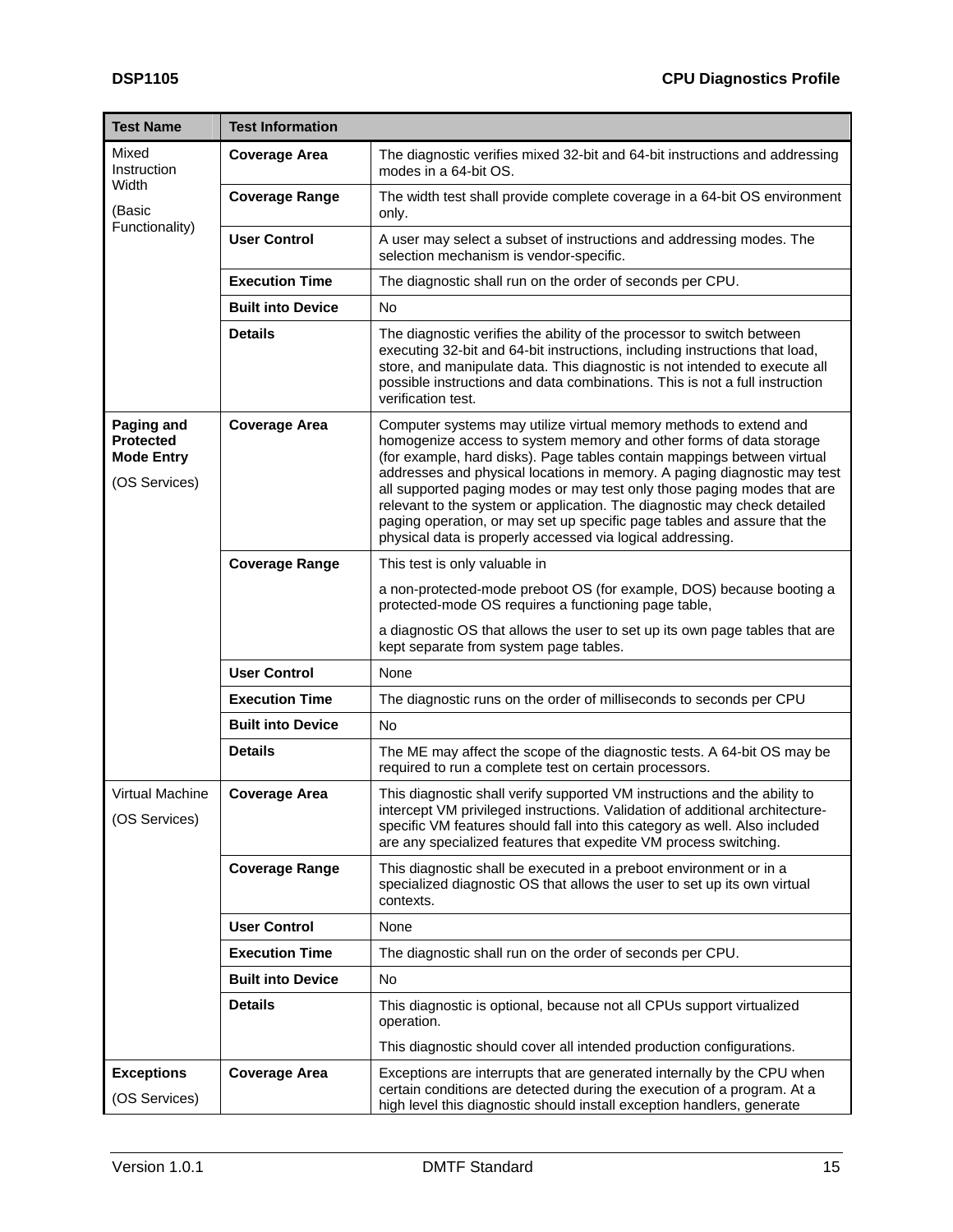| Test Name | Test Information | |
|---|---|---|
| Mixed Instruction Width<br><br>(Basic Functionality) | **Coverage Area** | The diagnostic verifies mixed 32-bit and 64-bit instructions and addressing modes in a 64-bit OS. |
| | **Coverage Range** | The width test shall provide complete coverage in a 64-bit OS environment only. |
| | **User Control** | A user may select a subset of instructions and addressing modes. The selection mechanism is vendor-specific. |
| | **Execution Time** | The diagnostic shall run on the order of seconds per CPU. |
| | **Built into Device** | No |
| | **Details** | The diagnostic verifies the ability of the processor to switch between executing 32-bit and 64-bit instructions, including instructions that load, store, and manipulate data. This diagnostic is not intended to execute all possible instructions and data combinations. This is not a full instruction verification test. |
| **Paging and Protected Mode Entry**<br><br>(OS Services) | **Coverage Area** | Computer systems may utilize virtual memory methods to extend and homogenize access to system memory and other forms of data storage (for example, hard disks). Page tables contain mappings between virtual addresses and physical locations in memory. A paging diagnostic may test all supported paging modes or may test only those paging modes that are relevant to the system or application. The diagnostic may check detailed paging operation, or may set up specific page tables and assure that the physical data is properly accessed via logical addressing. |
| | **Coverage Range** | This test is only valuable in<br><br>a non-protected-mode preboot OS (for example, DOS) because booting a protected-mode OS requires a functioning page table,<br><br>a diagnostic OS that allows the user to set up its own page tables that are kept separate from system page tables. |
| | **User Control** | None |
| | **Execution Time** | The diagnostic runs on the order of milliseconds to seconds per CPU |
| | **Built into Device** | No |
| | **Details** | The ME may affect the scope of the diagnostic tests. A 64-bit OS may be required to run a complete test on certain processors. |
| Virtual Machine<br><br>(OS Services) | **Coverage Area** | This diagnostic shall verify supported VM instructions and the ability to intercept VM privileged instructions. Validation of additional architecture-specific VM features should fall into this category as well. Also included are any specialized features that expedite VM process switching. |
| | **Coverage Range** | This diagnostic shall be executed in a preboot environment or in a specialized diagnostic OS that allows the user to set up its own virtual contexts. |
| | **User Control** | None |
| | **Execution Time** | The diagnostic shall run on the order of seconds per CPU. |
| | **Built into Device** | No |
| | **Details** | This diagnostic is optional, because not all CPUs support virtualized operation.<br><br>This diagnostic should cover all intended production configurations. |
| **Exceptions**<br><br>(OS Services) | **Coverage Area** | Exceptions are interrupts that are generated internally by the CPU when certain conditions are detected during the execution of a program. At a high level this diagnostic should install exception handlers, generate |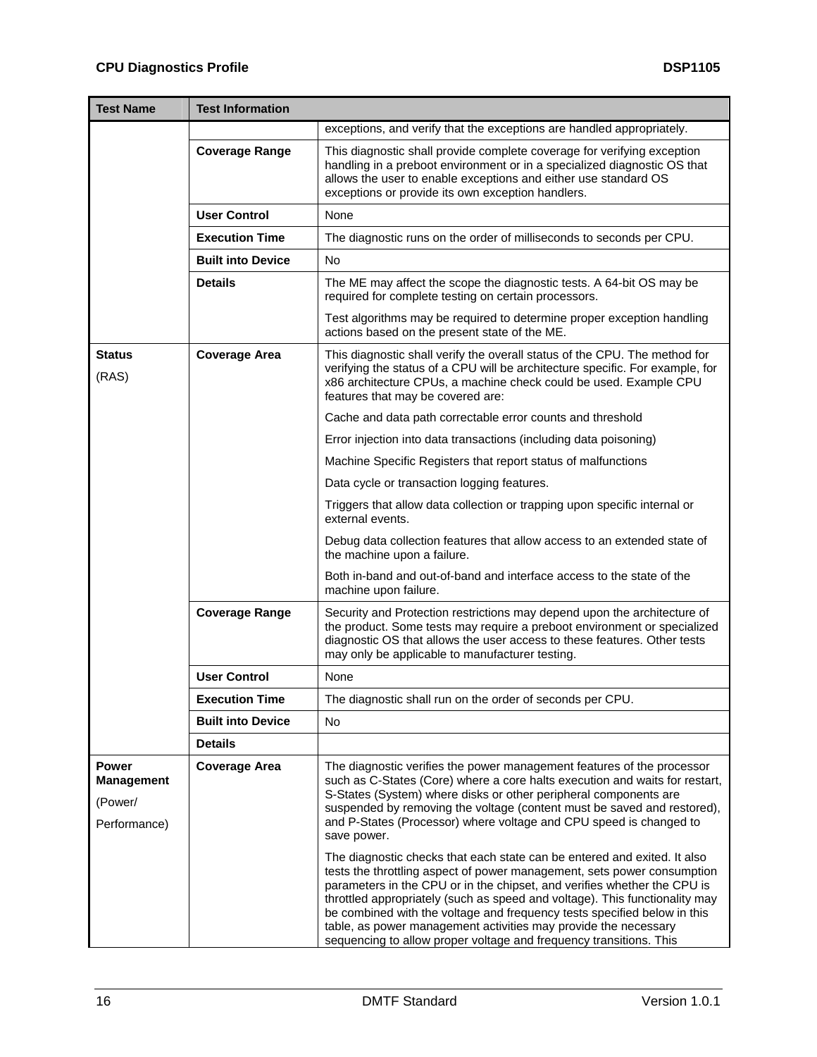| Test Name | Test Information | |
|---|---|---|
| | | exceptions, and verify that the exceptions are handled appropriately. |
| | **Coverage Range** | This diagnostic shall provide complete coverage for verifying exception handling in a preboot environment or in a specialized diagnostic OS that allows the user to enable exceptions and either use standard OS exceptions or provide its own exception handlers. |
| | **User Control** | None |
| | **Execution Time** | The diagnostic runs on the order of milliseconds to seconds per CPU. |
| | **Built into Device** | No |
| | **Details** | The ME may affect the scope the diagnostic tests. A 64-bit OS may be required for complete testing on certain processors.<br><br>Test algorithms may be required to determine proper exception handling actions based on the present state of the ME. |
| **Status**<br><br>(RAS) | **Coverage Area** | This diagnostic shall verify the overall status of the CPU. The method for verifying the status of a CPU will be architecture specific. For example, for x86 architecture CPUs, a machine check could be used. Example CPU features that may be covered are:<br><br>Cache and data path correctable error counts and threshold<br><br>Error injection into data transactions (including data poisoning)<br><br>Machine Specific Registers that report status of malfunctions<br><br>Data cycle or transaction logging features.<br><br>Triggers that allow data collection or trapping upon specific internal or external events.<br><br>Debug data collection features that allow access to an extended state of the machine upon a failure.<br><br>Both in-band and out-of-band and interface access to the state of the machine upon failure. |
| | **Coverage Range** | Security and Protection restrictions may depend upon the architecture of the product. Some tests may require a preboot environment or specialized diagnostic OS that allows the user access to these features. Other tests may only be applicable to manufacturer testing. |
| | **User Control** | None |
| | **Execution Time** | The diagnostic shall run on the order of seconds per CPU. |
| | **Built into Device** | No |
| | **Details** | |
| **Power Management**<br><br>(Power/<br><br>Performance) | **Coverage Area** | The diagnostic verifies the power management features of the processor such as C-States (Core) where a core halts execution and waits for restart, S-States (System) where disks or other peripheral components are suspended by removing the voltage (content must be saved and restored), and P-States (Processor) where voltage and CPU speed is changed to save power.<br><br>The diagnostic checks that each state can be entered and exited. It also tests the throttling aspect of power management, sets power consumption parameters in the CPU or in the chipset, and verifies whether the CPU is throttled appropriately (such as speed and voltage). This functionality may be combined with the voltage and frequency tests specified below in this table, as power management activities may provide the necessary sequencing to allow proper voltage and frequency transitions. This |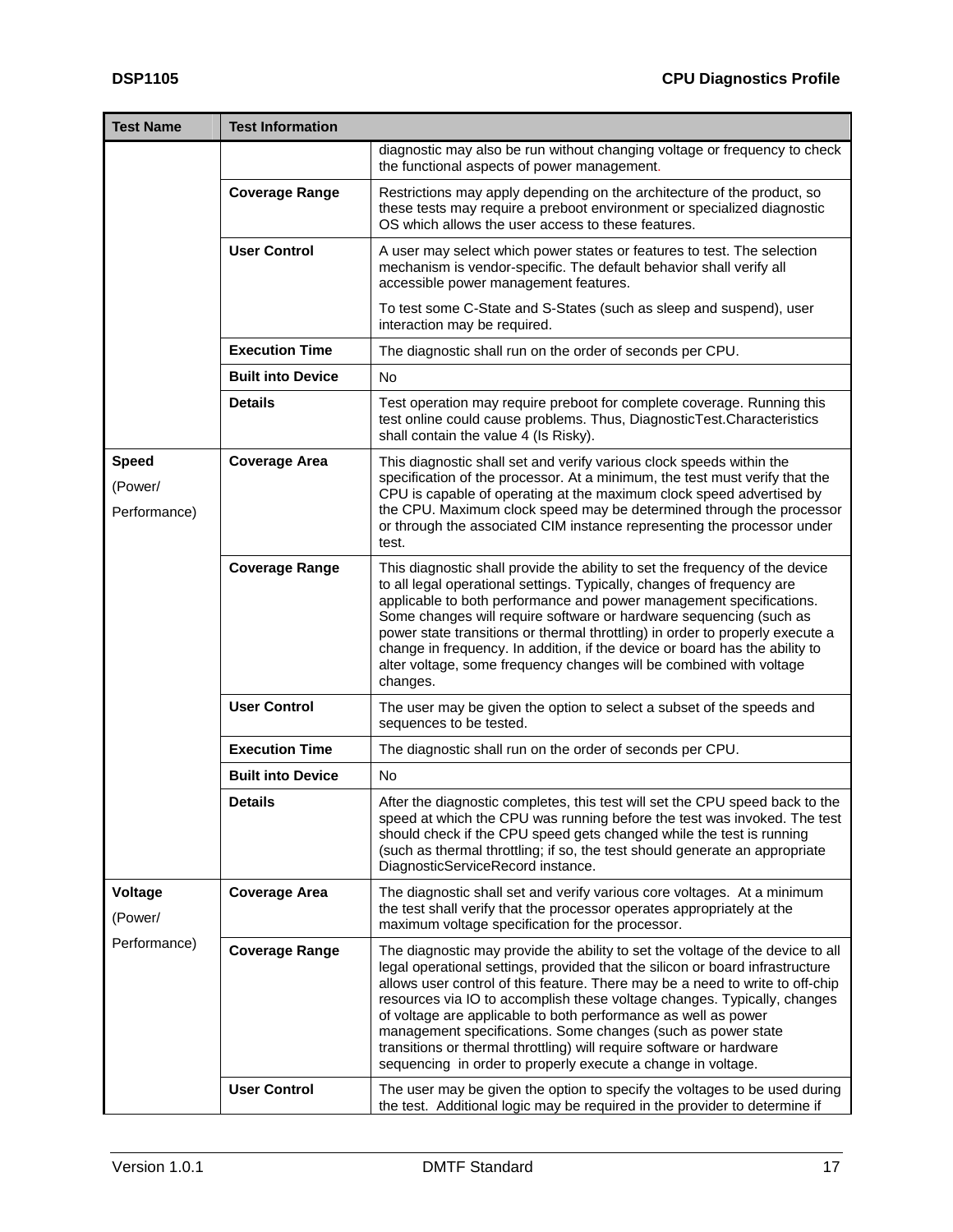| Test Name | Test Information | |
|---|---|---|
| | | diagnostic may also be run without changing voltage or frequency to check the functional aspects of power management. |
| | **Coverage Range** | Restrictions may apply depending on the architecture of the product, so these tests may require a preboot environment or specialized diagnostic OS which allows the user access to these features. |
| | **User Control** | A user may select which power states or features to test. The selection mechanism is vendor-specific. The default behavior shall verify all accessible power management features.<br><br>To test some C-State and S-States (such as sleep and suspend), user interaction may be required. |
| | **Execution Time** | The diagnostic shall run on the order of seconds per CPU. |
| | **Built into Device** | No |
| | **Details** | Test operation may require preboot for complete coverage. Running this test online could cause problems. Thus, DiagnosticTest.Characteristics shall contain the value 4 (Is Risky). |
| **Speed**<br><br>(Power/<br><br>Performance) | **Coverage Area** | This diagnostic shall set and verify various clock speeds within the specification of the processor. At a minimum, the test must verify that the CPU is capable of operating at the maximum clock speed advertised by the CPU. Maximum clock speed may be determined through the processor or through the associated CIM instance representing the processor under test. |
| | **Coverage Range** | This diagnostic shall provide the ability to set the frequency of the device to all legal operational settings. Typically, changes of frequency are applicable to both performance and power management specifications. Some changes will require software or hardware sequencing (such as power state transitions or thermal throttling) in order to properly execute a change in frequency. In addition, if the device or board has the ability to alter voltage, some frequency changes will be combined with voltage changes. |
| | **User Control** | The user may be given the option to select a subset of the speeds and sequences to be tested. |
| | **Execution Time** | The diagnostic shall run on the order of seconds per CPU. |
| | **Built into Device** | No |
| | **Details** | After the diagnostic completes, this test will set the CPU speed back to the speed at which the CPU was running before the test was invoked. The test should check if the CPU speed gets changed while the test is running (such as thermal throttling; if so, the test should generate an appropriate DiagnosticServiceRecord instance. |
| **Voltage**<br><br>(Power/<br><br>Performance) | **Coverage Area** | The diagnostic shall set and verify various core voltages. At a minimum the test shall verify that the processor operates appropriately at the maximum voltage specification for the processor. |
| | **Coverage Range** | The diagnostic may provide the ability to set the voltage of the device to all legal operational settings, provided that the silicon or board infrastructure allows user control of this feature. There may be a need to write to off-chip resources via IO to accomplish these voltage changes. Typically, changes of voltage are applicable to both performance as well as power management specifications. Some changes (such as power state transitions or thermal throttling) will require software or hardware sequencing in order to properly execute a change in voltage. |
| | **User Control** | The user may be given the option to specify the voltages to be used during the test. Additional logic may be required in the provider to determine if |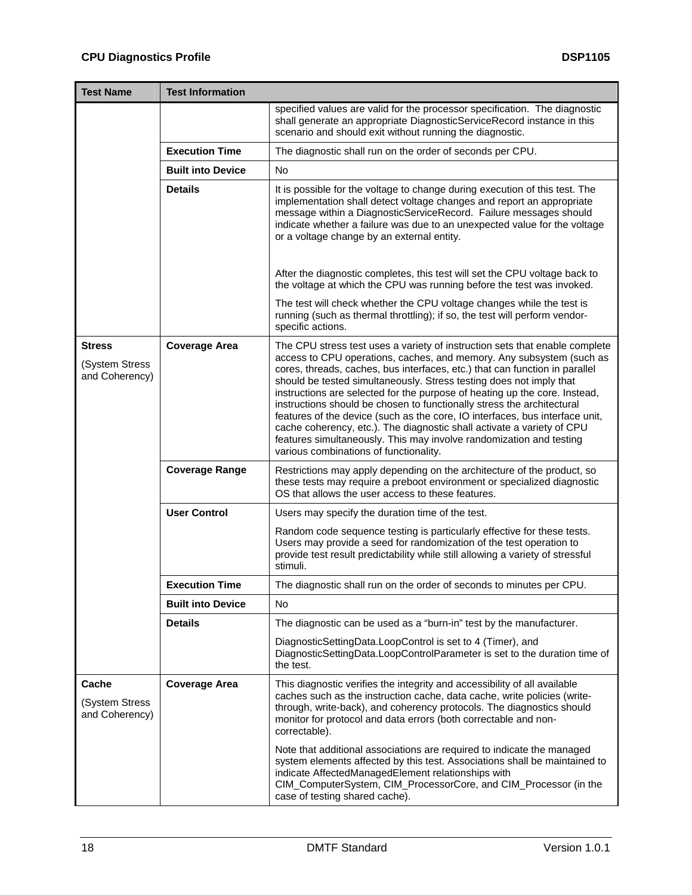| Test Name | Test Information | |
|---|---|---|
| | | specified values are valid for the processor specification. The diagnostic shall generate an appropriate DiagnosticServiceRecord instance in this scenario and should exit without running the diagnostic. |
| | **Execution Time** | The diagnostic shall run on the order of seconds per CPU. |
| | **Built into Device** | No |
| | **Details** | It is possible for the voltage to change during execution of this test. The implementation shall detect voltage changes and report an appropriate message within a DiagnosticServiceRecord. Failure messages should indicate whether a failure was due to an unexpected value for the voltage or a voltage change by an external entity.<br><br>After the diagnostic completes, this test will set the CPU voltage back to the voltage at which the CPU was running before the test was invoked.<br><br>The test will check whether the CPU voltage changes while the test is running (such as thermal throttling); if so, the test will perform vendor-specific actions. |
| **Stress**<br><br>(System Stress and Coherency) | **Coverage Area** | The CPU stress test uses a variety of instruction sets that enable complete access to CPU operations, caches, and memory. Any subsystem (such as cores, threads, caches, bus interfaces, etc.) that can function in parallel should be tested simultaneously. Stress testing does not imply that instructions are selected for the purpose of heating up the core. Instead, instructions should be chosen to functionally stress the architectural features of the device (such as the core, IO interfaces, bus interface unit, cache coherency, etc.). The diagnostic shall activate a variety of CPU features simultaneously. This may involve randomization and testing various combinations of functionality. |
| | **Coverage Range** | Restrictions may apply depending on the architecture of the product, so these tests may require a preboot environment or specialized diagnostic OS that allows the user access to these features. |
| | **User Control** | Users may specify the duration time of the test.<br><br>Random code sequence testing is particularly effective for these tests. Users may provide a seed for randomization of the test operation to provide test result predictability while still allowing a variety of stressful stimuli. |
| | **Execution Time** | The diagnostic shall run on the order of seconds to minutes per CPU. |
| | **Built into Device** | No |
| | **Details** | The diagnostic can be used as a "burn-in" test by the manufacturer.<br><br>DiagnosticSettingData.LoopControl is set to 4 (Timer), and DiagnosticSettingData.LoopControlParameter is set to the duration time of the test. |
| **Cache**<br><br>(System Stress and Coherency) | **Coverage Area** | This diagnostic verifies the integrity and accessibility of all available caches such as the instruction cache, data cache, write policies (write-through, write-back), and coherency protocols. The diagnostics should monitor for protocol and data errors (both correctable and non-correctable).<br><br>Note that additional associations are required to indicate the managed system elements affected by this test. Associations shall be maintained to indicate AffectedManagedElement relationships with CIM_ComputerSystem, CIM_ProcessorCore, and CIM_Processor (in the case of testing shared cache). |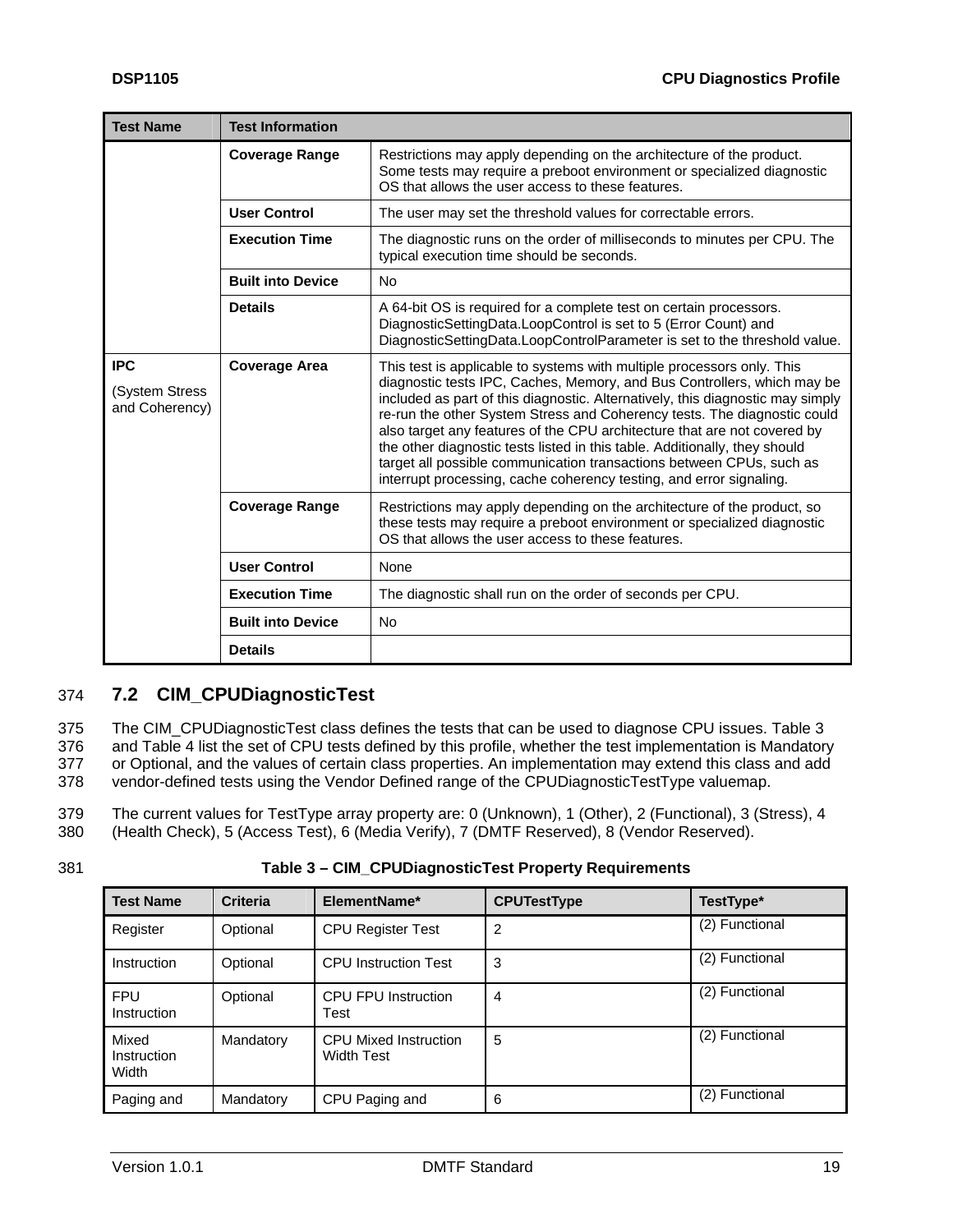| Test Name | Test Information | |
|---|---|---|
| | **Coverage Range** | Restrictions may apply depending on the architecture of the product. Some tests may require a preboot environment or specialized diagnostic OS that allows the user access to these features. |
| | **User Control** | The user may set the threshold values for correctable errors. |
| | **Execution Time** | The diagnostic runs on the order of milliseconds to minutes per CPU. The typical execution time should be seconds. |
| | **Built into Device** | No |
| | **Details** | A 64-bit OS is required for a complete test on certain processors. DiagnosticSettingData.LoopControl is set to 5 (Error Count) and DiagnosticSettingData.LoopControlParameter is set to the threshold value. |
| **IPC** (System Stress and Coherency) | **Coverage Area** | This test is applicable to systems with multiple processors only. This diagnostic tests IPC, Caches, Memory, and Bus Controllers, which may be included as part of this diagnostic. Alternatively, this diagnostic may simply re-run the other System Stress and Coherency tests. The diagnostic could also target any features of the CPU architecture that are not covered by the other diagnostic tests listed in this table. Additionally, they should target all possible communication transactions between CPUs, such as interrupt processing, cache coherency testing, and error signaling. |
| | **Coverage Range** | Restrictions may apply depending on the architecture of the product, so these tests may require a preboot environment or specialized diagnostic OS that allows the user access to these features. |
| | **User Control** | None |
| | **Execution Time** | The diagnostic shall run on the order of seconds per CPU. |
| | **Built into Device** | No |
| | **Details** | |

## 7.2 CIM_CPUDiagnosticTest

The CIM_CPUDiagnosticTest class defines the tests that can be used to diagnose CPU issues. Table 3 and Table 4 list the set of CPU tests defined by this profile, whether the test implementation is Mandatory or Optional, and the values of certain class properties. An implementation may extend this class and add vendor-defined tests using the Vendor Defined range of the CPUDiagnosticTestType valuemap.

The current values for TestType array property are: 0 (Unknown), 1 (Other), 2 (Functional), 3 (Stress), 4 (Health Check), 5 (Access Test), 6 (Media Verify), 7 (DMTF Reserved), 8 (Vendor Reserved).

**Table 3 – CIM_CPUDiagnosticTest Property Requirements**

| Test Name | Criteria | ElementName* | CPUTestType | TestType* |
|---|---|---|---|---|
| Register | Optional | CPU Register Test | 2 | (2) Functional |
| Instruction | Optional | CPU Instruction Test | 3 | (2) Functional |
| FPU Instruction | Optional | CPU FPU Instruction Test | 4 | (2) Functional |
| Mixed Instruction Width | Mandatory | CPU Mixed Instruction Width Test | 5 | (2) Functional |
| Paging and | Mandatory | CPU Paging and | 6 | (2) Functional |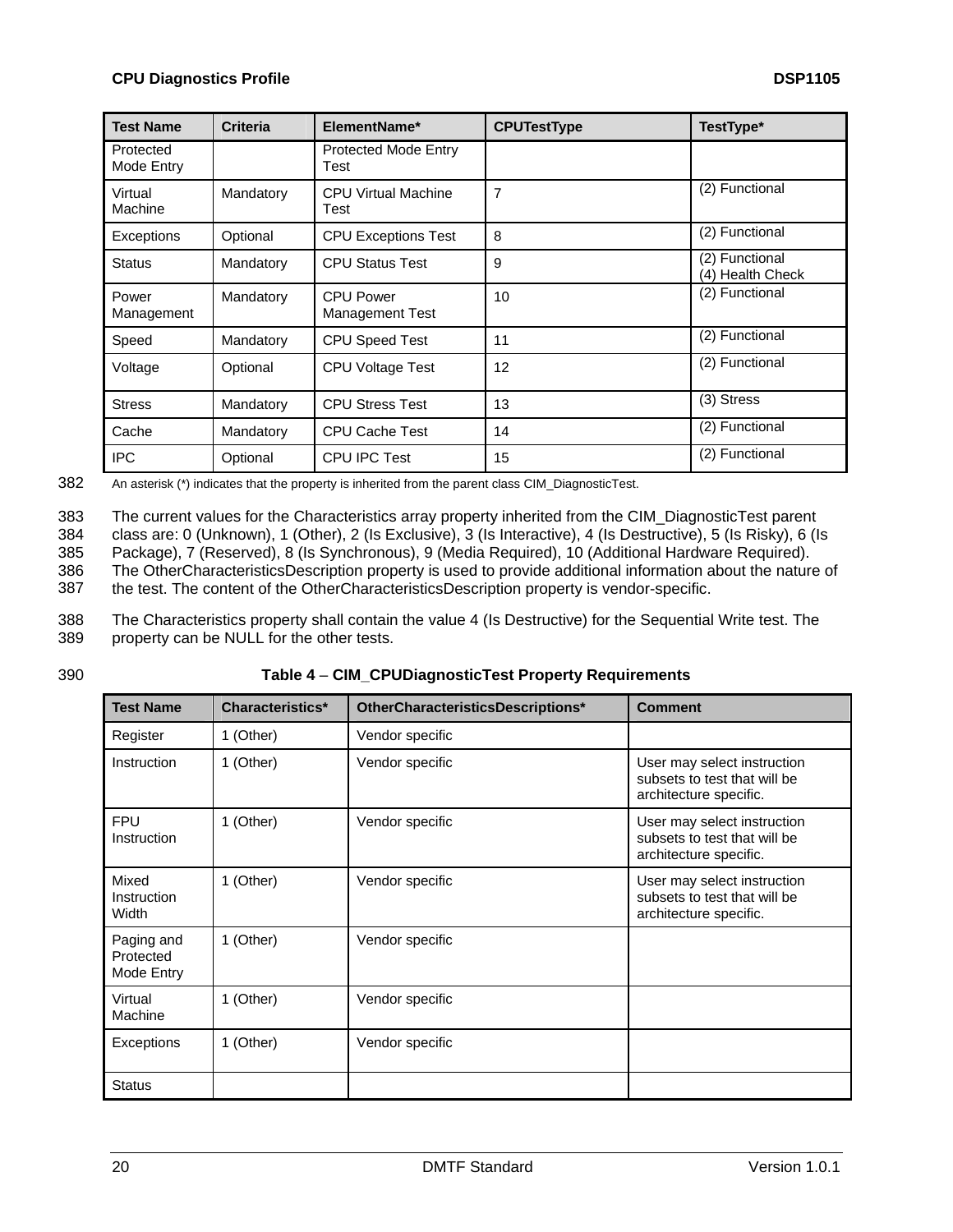| Test Name | Criteria | ElementName* | CPUTestType | TestType* |
|---|---|---|---|---|
| Protected Mode Entry | | Protected Mode Entry Test | | |
| Virtual Machine | Mandatory | CPU Virtual Machine Test | 7 | (2) Functional |
| Exceptions | Optional | CPU Exceptions Test | 8 | (2) Functional |
| Status | Mandatory | CPU Status Test | 9 | (2) Functional (4) Health Check |
| Power Management | Mandatory | CPU Power Management Test | 10 | (2) Functional |
| Speed | Mandatory | CPU Speed Test | 11 | (2) Functional |
| Voltage | Optional | CPU Voltage Test | 12 | (2) Functional |
| Stress | Mandatory | CPU Stress Test | 13 | (3) Stress |
| Cache | Mandatory | CPU Cache Test | 14 | (2) Functional |
| IPC | Optional | CPU IPC Test | 15 | (2) Functional |

382 An asterisk (*) indicates that the property is inherited from the parent class CIM_DiagnosticTest.

383 The current values for the Characteristics array property inherited from the CIM_DiagnosticTest parent
384 class are: 0 (Unknown), 1 (Other), 2 (Is Exclusive), 3 (Is Interactive), 4 (Is Destructive), 5 (Is Risky), 6 (Is
385 Package), 7 (Reserved), 8 (Is Synchronous), 9 (Media Required), 10 (Additional Hardware Required).
386 The OtherCharacteristicsDescription property is used to provide additional information about the nature of
387 the test. The content of the OtherCharacteristicsDescription property is vendor-specific.

388 The Characteristics property shall contain the value 4 (Is Destructive) for the Sequential Write test. The
389 property can be NULL for the other tests.

390 **Table 4 – CIM_CPUDiagnosticTest Property Requirements**

| Test Name | Characteristics* | OtherCharacteristicsDescriptions* | Comment |
|---|---|---|---|
| Register | 1 (Other) | Vendor specific | |
| Instruction | 1 (Other) | Vendor specific | User may select instruction subsets to test that will be architecture specific. |
| FPU Instruction | 1 (Other) | Vendor specific | User may select instruction subsets to test that will be architecture specific. |
| Mixed Instruction Width | 1 (Other) | Vendor specific | User may select instruction subsets to test that will be architecture specific. |
| Paging and Protected Mode Entry | 1 (Other) | Vendor specific | |
| Virtual Machine | 1 (Other) | Vendor specific | |
| Exceptions | 1 (Other) | Vendor specific | |
| Status | | | |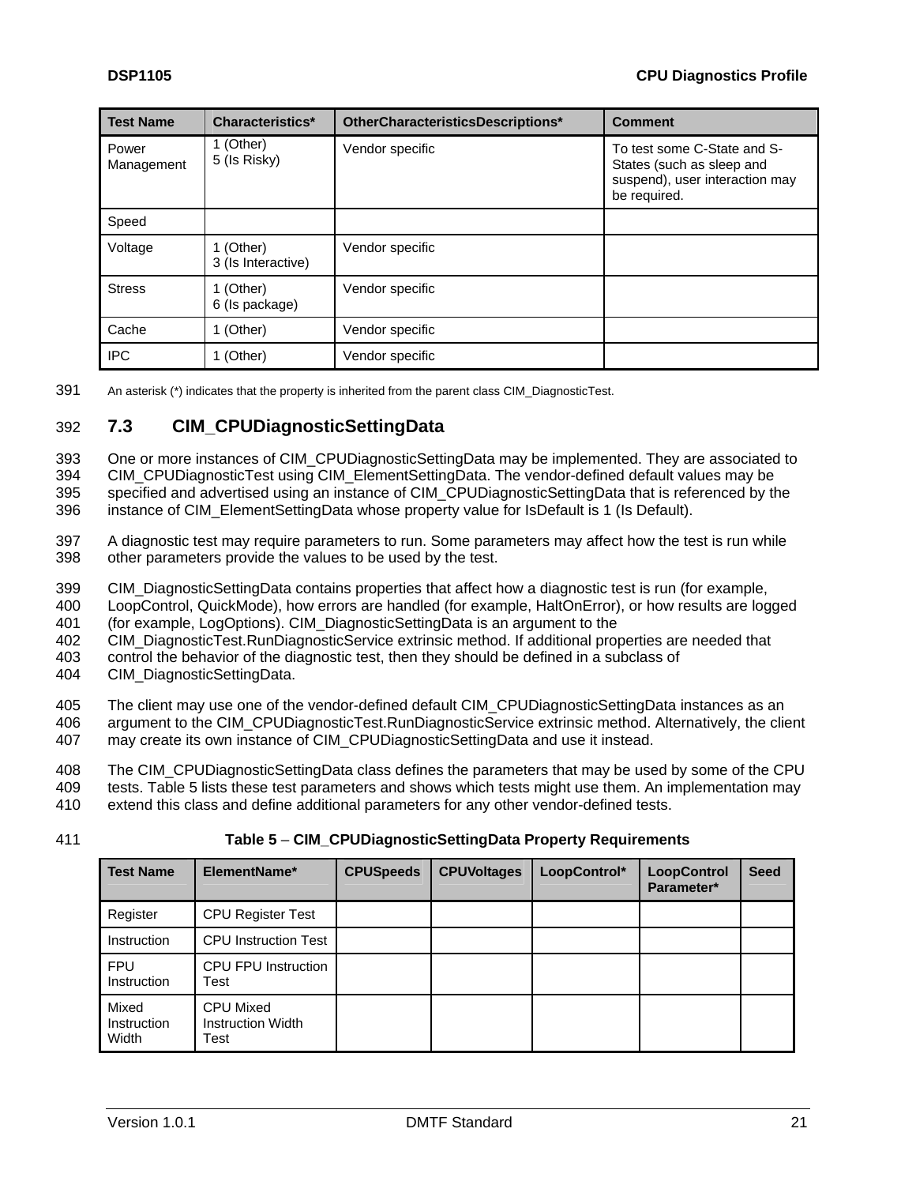| Test Name | Characteristics* | OtherCharacteristicsDescriptions* | Comment |
|---|---|---|---|
| Power Management | 1 (Other)<br>5 (Is Risky) | Vendor specific | To test some C-State and S-States (such as sleep and suspend), user interaction may be required. |
| Speed | | | |
| Voltage | 1 (Other)<br>3 (Is Interactive) | Vendor specific | |
| Stress | 1 (Other)<br>6 (Is package) | Vendor specific | |
| Cache | 1 (Other) | Vendor specific | |
| IPC | 1 (Other) | Vendor specific | |

An asterisk (*) indicates that the property is inherited from the parent class CIM_DiagnosticTest.

### 7.3 CIM_CPUDiagnosticSettingData

One or more instances of CIM_CPUDiagnosticSettingData may be implemented. They are associated to CIM_CPUDiagnosticTest using CIM_ElementSettingData. The vendor-defined default values may be specified and advertised using an instance of CIM_CPUDiagnosticSettingData that is referenced by the instance of CIM_ElementSettingData whose property value for IsDefault is 1 (Is Default).

A diagnostic test may require parameters to run. Some parameters may affect how the test is run while other parameters provide the values to be used by the test.

CIM_DiagnosticSettingData contains properties that affect how a diagnostic test is run (for example, LoopControl, QuickMode), how errors are handled (for example, HaltOnError), or how results are logged (for example, LogOptions). CIM_DiagnosticSettingData is an argument to the CIM_DiagnosticTest.RunDiagnosticService extrinsic method. If additional properties are needed that control the behavior of the diagnostic test, then they should be defined in a subclass of CIM_DiagnosticSettingData.

The client may use one of the vendor-defined default CIM_CPUDiagnosticSettingData instances as an argument to the CIM_CPUDiagnosticTest.RunDiagnosticService extrinsic method. Alternatively, the client may create its own instance of CIM_CPUDiagnosticSettingData and use it instead.

The CIM_CPUDiagnosticSettingData class defines the parameters that may be used by some of the CPU tests. Table 5 lists these test parameters and shows which tests might use them. An implementation may extend this class and define additional parameters for any other vendor-defined tests.

**Table 5 – CIM_CPUDiagnosticSettingData Property Requirements**

| Test Name | ElementName* | CPUSpeeds | CPUVoltages | LoopControl* | LoopControl Parameter* | Seed |
|---|---|---|---|---|---|---|
| Register | CPU Register Test | | | | | |
| Instruction | CPU Instruction Test | | | | | |
| FPU Instruction | CPU FPU Instruction Test | | | | | |
| Mixed Instruction Width | CPU Mixed Instruction Width Test | | | | | |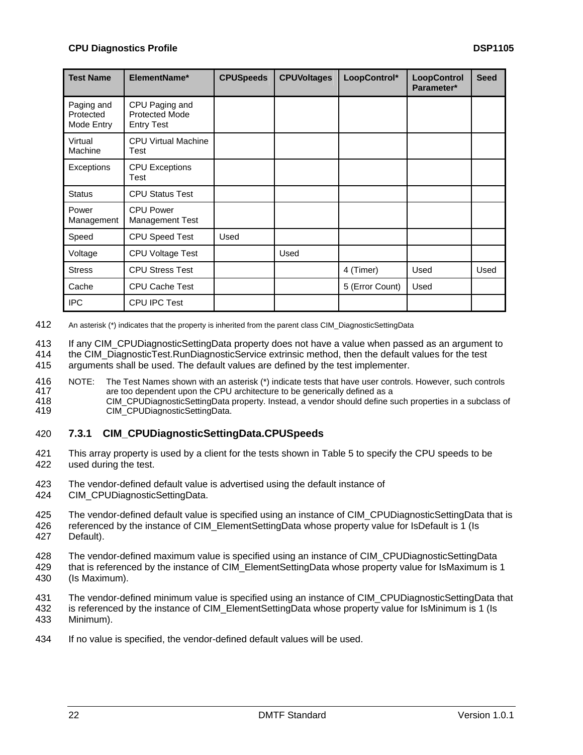| Test Name | ElementName* | CPUSpeeds | CPUVoltages | LoopControl* | LoopControl Parameter* | Seed |
|---|---|---|---|---|---|---|
| Paging and Protected Mode Entry | CPU Paging and Protected Mode Entry Test | | | | | |
| Virtual Machine | CPU Virtual Machine Test | | | | | |
| Exceptions | CPU Exceptions Test | | | | | |
| Status | CPU Status Test | | | | | |
| Power Management | CPU Power Management Test | | | | | |
| Speed | CPU Speed Test | Used | | | | |
| Voltage | CPU Voltage Test | | Used | | | |
| Stress | CPU Stress Test | | | 4 (Timer) | Used | Used |
| Cache | CPU Cache Test | | | 5 (Error Count) | Used | |
| IPC | CPU IPC Test | | | | | |

412 An asterisk (*) indicates that the property is inherited from the parent class CIM_DiagnosticSettingData

413 If any CIM_CPUDiagnosticSettingData property does not have a value when passed as an argument to
414 the CIM_DiagnosticTest.RunDiagnosticService extrinsic method, then the default values for the test
415 arguments shall be used. The default values are defined by the test implementer.

416 NOTE: The Test Names shown with an asterisk (*) indicate tests that have user controls. However, such controls
417 are too dependent upon the CPU architecture to be generically defined as a
418 CIM_CPUDiagnosticSettingData property. Instead, a vendor should define such properties in a subclass of
419 CIM_CPUDiagnosticSettingData.

### 420 7.3.1 CIM_CPUDiagnosticSettingData.CPUSpeeds

421 This array property is used by a client for the tests shown in Table 5 to specify the CPU speeds to be
422 used during the test.

423 The vendor-defined default value is advertised using the default instance of
424 CIM_CPUDiagnosticSettingData.

425 The vendor-defined default value is specified using an instance of CIM_CPUDiagnosticSettingData that is
426 referenced by the instance of CIM_ElementSettingData whose property value for IsDefault is 1 (Is
427 Default).

428 The vendor-defined maximum value is specified using an instance of CIM_CPUDiagnosticSettingData
429 that is referenced by the instance of CIM_ElementSettingData whose property value for IsMaximum is 1
430 (Is Maximum).

431 The vendor-defined minimum value is specified using an instance of CIM_CPUDiagnosticSettingData that
432 is referenced by the instance of CIM_ElementSettingData whose property value for IsMinimum is 1 (Is
433 Minimum).

434 If no value is specified, the vendor-defined default values will be used.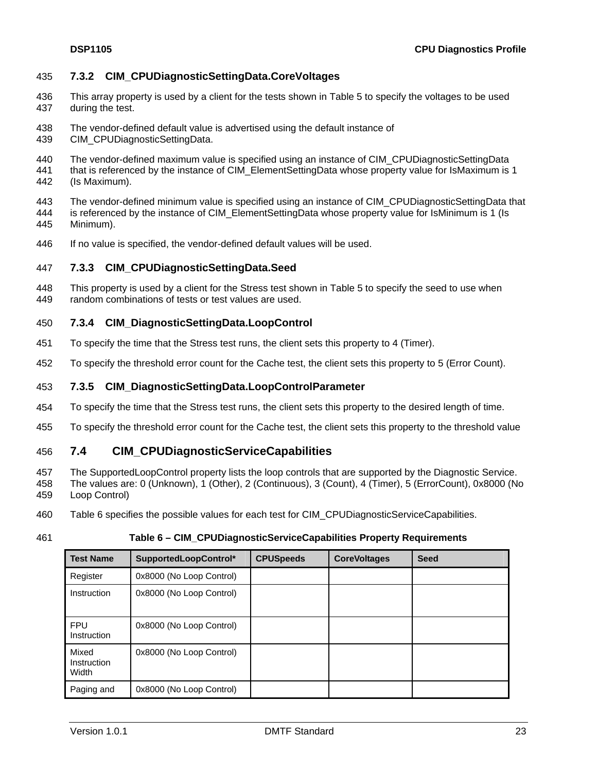### 7.3.2 CIM_CPUDiagnosticSettingData.CoreVoltages

This array property is used by a client for the tests shown in Table 5 to specify the voltages to be used during the test.

The vendor-defined default value is advertised using the default instance of CIM_CPUDiagnosticSettingData.

The vendor-defined maximum value is specified using an instance of CIM_CPUDiagnosticSettingData that is referenced by the instance of CIM_ElementSettingData whose property value for IsMaximum is 1 (Is Maximum).

The vendor-defined minimum value is specified using an instance of CIM_CPUDiagnosticSettingData that is referenced by the instance of CIM_ElementSettingData whose property value for IsMinimum is 1 (Is Minimum).

If no value is specified, the vendor-defined default values will be used.

### 7.3.3 CIM_CPUDiagnosticSettingData.Seed

This property is used by a client for the Stress test shown in Table 5 to specify the seed to use when random combinations of tests or test values are used.

### 7.3.4 CIM_DiagnosticSettingData.LoopControl

To specify the time that the Stress test runs, the client sets this property to 4 (Timer).

To specify the threshold error count for the Cache test, the client sets this property to 5 (Error Count).

### 7.3.5 CIM_DiagnosticSettingData.LoopControlParameter

To specify the time that the Stress test runs, the client sets this property to the desired length of time.

To specify the threshold error count for the Cache test, the client sets this property to the threshold value

## 7.4 CIM_CPUDiagnosticServiceCapabilities

The SupportedLoopControl property lists the loop controls that are supported by the Diagnostic Service. The values are: 0 (Unknown), 1 (Other), 2 (Continuous), 3 (Count), 4 (Timer), 5 (ErrorCount), 0x8000 (No Loop Control)

Table 6 specifies the possible values for each test for CIM_CPUDiagnosticServiceCapabilities.

**Table 6 – CIM_CPUDiagnosticServiceCapabilities Property Requirements**

| Test Name | SupportedLoopControl* | CPUSpeeds | CoreVoltages | Seed |
|---|---|---|---|---|
| Register | 0x8000 (No Loop Control) | | | |
| Instruction | 0x8000 (No Loop Control) | | | |
| FPU Instruction | 0x8000 (No Loop Control) | | | |
| Mixed Instruction Width | 0x8000 (No Loop Control) | | | |
| Paging and | 0x8000 (No Loop Control) | | | |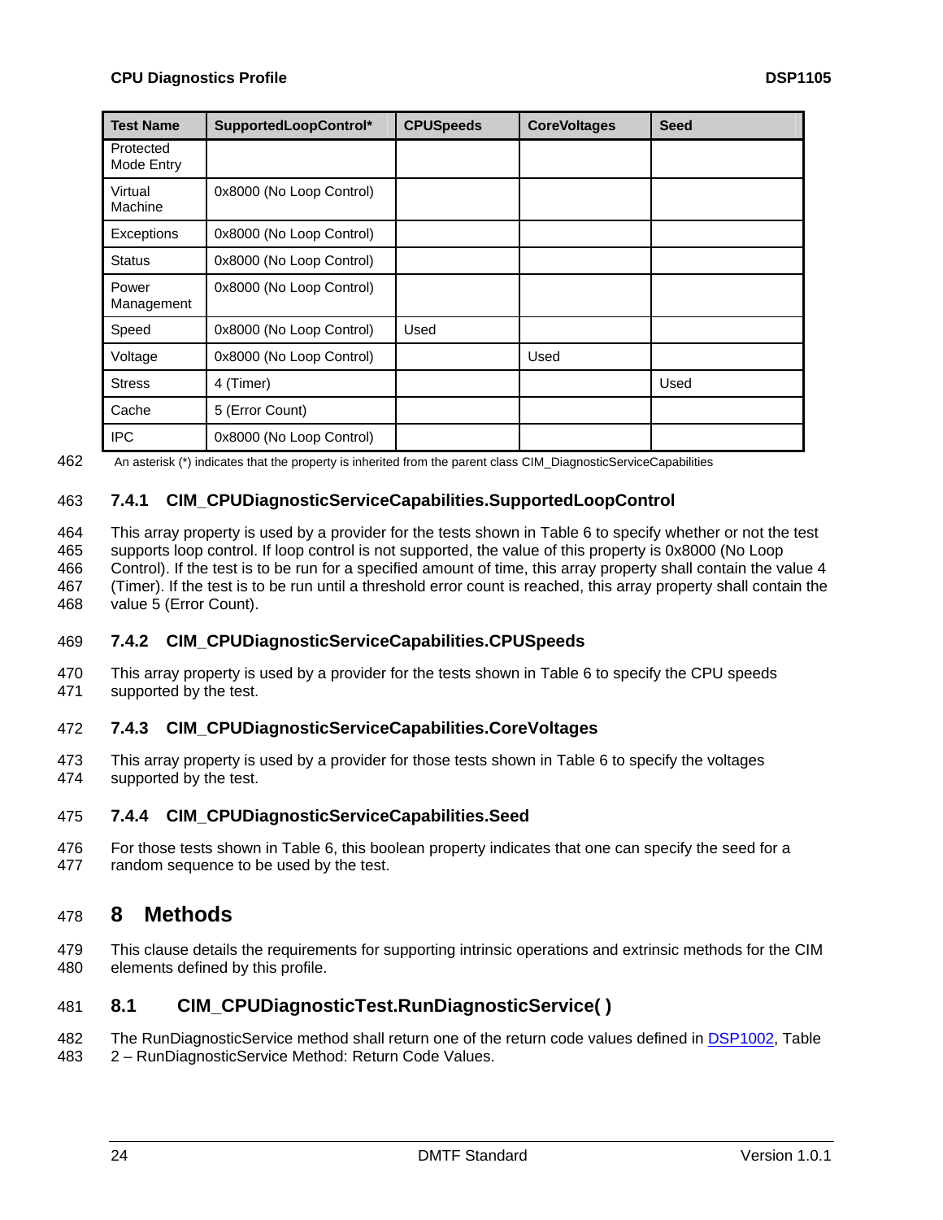| Test Name | SupportedLoopControl* | CPUSpeeds | CoreVoltages | Seed |
|---|---|---|---|---|
| Protected Mode Entry | | | | |
| Virtual Machine | 0x8000 (No Loop Control) | | | |
| Exceptions | 0x8000 (No Loop Control) | | | |
| Status | 0x8000 (No Loop Control) | | | |
| Power Management | 0x8000 (No Loop Control) | | | |
| Speed | 0x8000 (No Loop Control) | Used | | |
| Voltage | 0x8000 (No Loop Control) | | Used | |
| Stress | 4 (Timer) | | | Used |
| Cache | 5 (Error Count) | | | |
| IPC | 0x8000 (No Loop Control) | | | |

An asterisk (*) indicates that the property is inherited from the parent class CIM_DiagnosticServiceCapabilities

### 7.4.1 CIM_CPUDiagnosticServiceCapabilities.SupportedLoopControl

This array property is used by a provider for the tests shown in Table 6 to specify whether or not the test supports loop control. If loop control is not supported, the value of this property is 0x8000 (No Loop Control). If the test is to be run for a specified amount of time, this array property shall contain the value 4 (Timer). If the test is to be run until a threshold error count is reached, this array property shall contain the value 5 (Error Count).

### 7.4.2 CIM_CPUDiagnosticServiceCapabilities.CPUSpeeds

This array property is used by a provider for the tests shown in Table 6 to specify the CPU speeds supported by the test.

### 7.4.3 CIM_CPUDiagnosticServiceCapabilities.CoreVoltages

This array property is used by a provider for those tests shown in Table 6 to specify the voltages supported by the test.

### 7.4.4 CIM_CPUDiagnosticServiceCapabilities.Seed

For those tests shown in Table 6, this boolean property indicates that one can specify the seed for a random sequence to be used by the test.

# 8 Methods

This clause details the requirements for supporting intrinsic operations and extrinsic methods for the CIM elements defined by this profile.

## 8.1 CIM_CPUDiagnosticTest.RunDiagnosticService( )

The RunDiagnosticService method shall return one of the return code values defined in DSP1002, Table 2 – RunDiagnosticService Method: Return Code Values.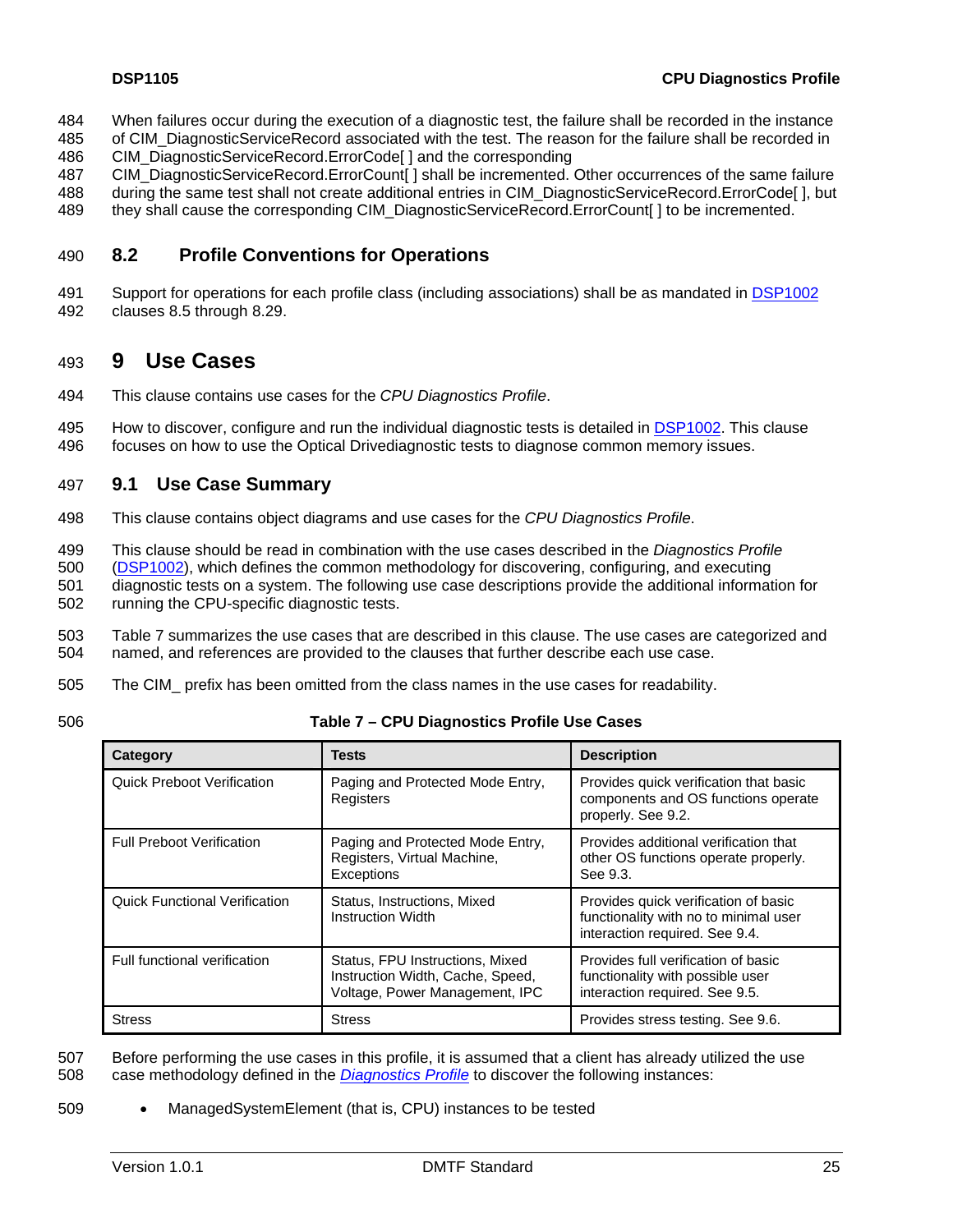When failures occur during the execution of a diagnostic test, the failure shall be recorded in the instance of CIM_DiagnosticServiceRecord associated with the test. The reason for the failure shall be recorded in CIM_DiagnosticServiceRecord.ErrorCode[ ] and the corresponding CIM_DiagnosticServiceRecord.ErrorCount[ ] shall be incremented. Other occurrences of the same failure during the same test shall not create additional entries in CIM_DiagnosticServiceRecord.ErrorCode[ ], but they shall cause the corresponding CIM_DiagnosticServiceRecord.ErrorCount[ ] to be incremented.

### 8.2 Profile Conventions for Operations

Support for operations for each profile class (including associations) shall be as mandated in DSP1002 clauses 8.5 through 8.29.

## 9 Use Cases

This clause contains use cases for the *CPU Diagnostics Profile*.

How to discover, configure and run the individual diagnostic tests is detailed in DSP1002. This clause focuses on how to use the Optical Drivediagnostic tests to diagnose common memory issues.

### 9.1 Use Case Summary

This clause contains object diagrams and use cases for the *CPU Diagnostics Profile*.

This clause should be read in combination with the use cases described in the *Diagnostics Profile* (DSP1002), which defines the common methodology for discovering, configuring, and executing diagnostic tests on a system. The following use case descriptions provide the additional information for running the CPU-specific diagnostic tests.

Table 7 summarizes the use cases that are described in this clause. The use cases are categorized and named, and references are provided to the clauses that further describe each use case.

The CIM_ prefix has been omitted from the class names in the use cases for readability.

**Table 7 – CPU Diagnostics Profile Use Cases**

| Category | Tests | Description |
|---|---|---|
| Quick Preboot Verification | Paging and Protected Mode Entry, Registers | Provides quick verification that basic components and OS functions operate properly. See 9.2. |
| Full Preboot Verification | Paging and Protected Mode Entry, Registers, Virtual Machine, Exceptions | Provides additional verification that other OS functions operate properly. See 9.3. |
| Quick Functional Verification | Status, Instructions, Mixed Instruction Width | Provides quick verification of basic functionality with no to minimal user interaction required. See 9.4. |
| Full functional verification | Status, FPU Instructions, Mixed Instruction Width, Cache, Speed, Voltage, Power Management, IPC | Provides full verification of basic functionality with possible user interaction required. See 9.5. |
| Stress | Stress | Provides stress testing. See 9.6. |

Before performing the use cases in this profile, it is assumed that a client has already utilized the use case methodology defined in the *Diagnostics Profile* to discover the following instances:

- ManagedSystemElement (that is, CPU) instances to be tested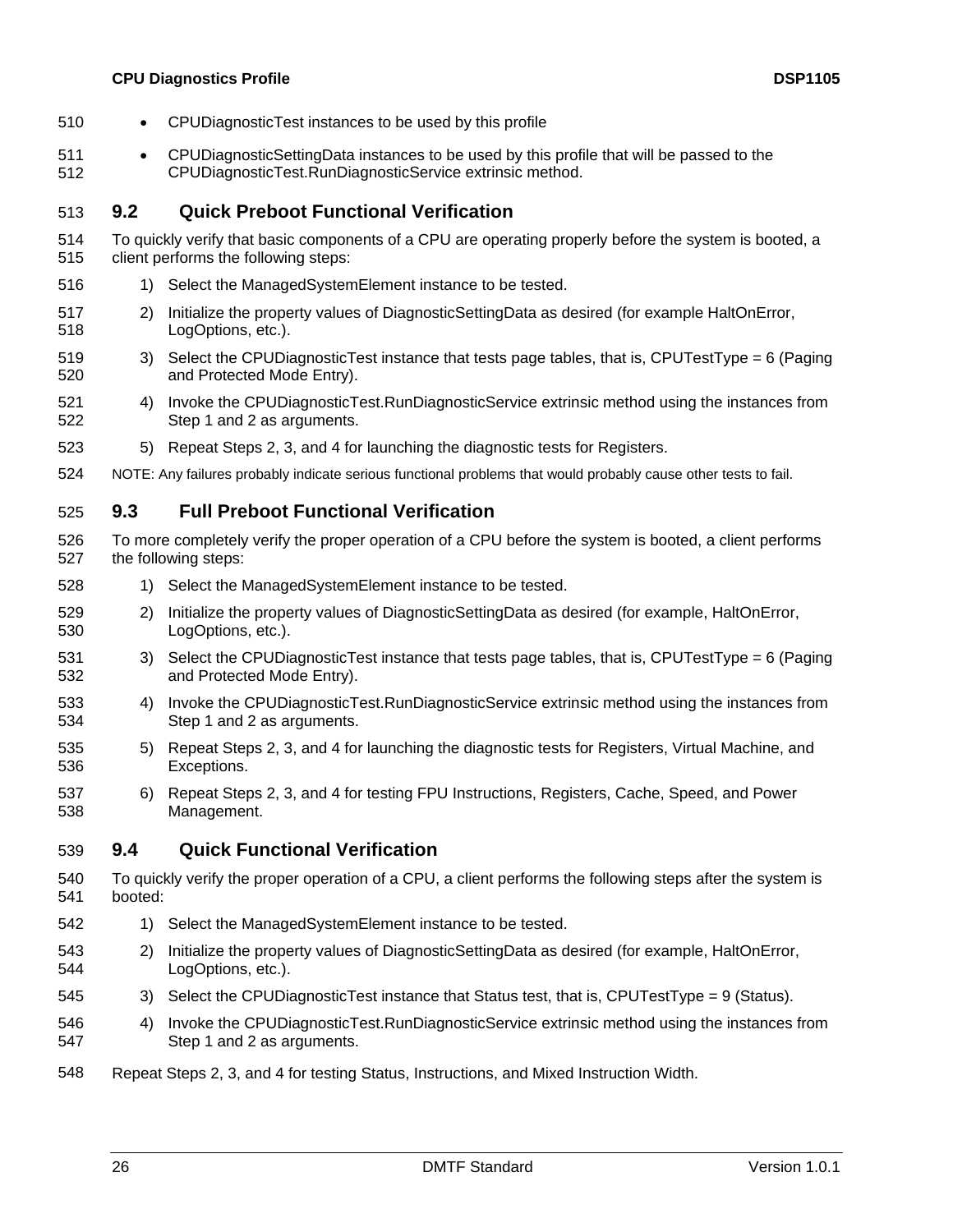- CPUDiagnosticTest instances to be used by this profile
- CPUDiagnosticSettingData instances to be used by this profile that will be passed to the CPUDiagnosticTest.RunDiagnosticService extrinsic method.

## 9.2 Quick Preboot Functional Verification

To quickly verify that basic components of a CPU are operating properly before the system is booted, a client performs the following steps:

1) Select the ManagedSystemElement instance to be tested.
2) Initialize the property values of DiagnosticSettingData as desired (for example HaltOnError, LogOptions, etc.).
3) Select the CPUDiagnosticTest instance that tests page tables, that is, CPUTestType = 6 (Paging and Protected Mode Entry).
4) Invoke the CPUDiagnosticTest.RunDiagnosticService extrinsic method using the instances from Step 1 and 2 as arguments.
5) Repeat Steps 2, 3, and 4 for launching the diagnostic tests for Registers.

NOTE: Any failures probably indicate serious functional problems that would probably cause other tests to fail.

## 9.3 Full Preboot Functional Verification

To more completely verify the proper operation of a CPU before the system is booted, a client performs the following steps:

1) Select the ManagedSystemElement instance to be tested.
2) Initialize the property values of DiagnosticSettingData as desired (for example, HaltOnError, LogOptions, etc.).
3) Select the CPUDiagnosticTest instance that tests page tables, that is, CPUTestType = 6 (Paging and Protected Mode Entry).
4) Invoke the CPUDiagnosticTest.RunDiagnosticService extrinsic method using the instances from Step 1 and 2 as arguments.
5) Repeat Steps 2, 3, and 4 for launching the diagnostic tests for Registers, Virtual Machine, and Exceptions.
6) Repeat Steps 2, 3, and 4 for testing FPU Instructions, Registers, Cache, Speed, and Power Management.

## 9.4 Quick Functional Verification

To quickly verify the proper operation of a CPU, a client performs the following steps after the system is booted:

1) Select the ManagedSystemElement instance to be tested.
2) Initialize the property values of DiagnosticSettingData as desired (for example, HaltOnError, LogOptions, etc.).
3) Select the CPUDiagnosticTest instance that Status test, that is, CPUTestType = 9 (Status).
4) Invoke the CPUDiagnosticTest.RunDiagnosticService extrinsic method using the instances from Step 1 and 2 as arguments.

Repeat Steps 2, 3, and 4 for testing Status, Instructions, and Mixed Instruction Width.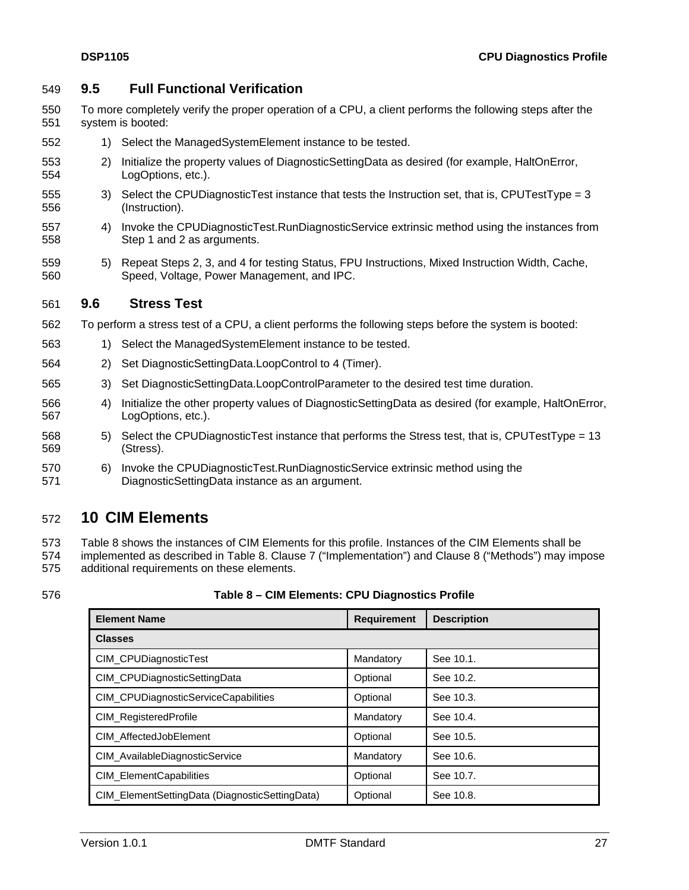### 9.5 Full Functional Verification

To more completely verify the proper operation of a CPU, a client performs the following steps after the system is booted:

1) Select the ManagedSystemElement instance to be tested.
2) Initialize the property values of DiagnosticSettingData as desired (for example, HaltOnError, LogOptions, etc.).
3) Select the CPUDiagnosticTest instance that tests the Instruction set, that is, CPUTestType = 3 (Instruction).
4) Invoke the CPUDiagnosticTest.RunDiagnosticService extrinsic method using the instances from Step 1 and 2 as arguments.
5) Repeat Steps 2, 3, and 4 for testing Status, FPU Instructions, Mixed Instruction Width, Cache, Speed, Voltage, Power Management, and IPC.

### 9.6 Stress Test

To perform a stress test of a CPU, a client performs the following steps before the system is booted:

1) Select the ManagedSystemElement instance to be tested.
2) Set DiagnosticSettingData.LoopControl to 4 (Timer).
3) Set DiagnosticSettingData.LoopControlParameter to the desired test time duration.
4) Initialize the other property values of DiagnosticSettingData as desired (for example, HaltOnError, LogOptions, etc.).
5) Select the CPUDiagnosticTest instance that performs the Stress test, that is, CPUTestType = 13 (Stress).
6) Invoke the CPUDiagnosticTest.RunDiagnosticService extrinsic method using the DiagnosticSettingData instance as an argument.

## 10 CIM Elements

Table 8 shows the instances of CIM Elements for this profile. Instances of the CIM Elements shall be implemented as described in Table 8. Clause 7 (“Implementation”) and Clause 8 (“Methods”) may impose additional requirements on these elements.

**Table 8 – CIM Elements: CPU Diagnostics Profile**

| Element Name | Requirement | Description |
|---|---|---|
| **Classes** | | |
| CIM_CPUDiagnosticTest | Mandatory | See 10.1. |
| CIM_CPUDiagnosticSettingData | Optional | See 10.2. |
| CIM_CPUDiagnosticServiceCapabilities | Optional | See 10.3. |
| CIM_RegisteredProfile | Mandatory | See 10.4. |
| CIM_AffectedJobElement | Optional | See 10.5. |
| CIM_AvailableDiagnosticService | Mandatory | See 10.6. |
| CIM_ElementCapabilities | Optional | See 10.7. |
| CIM_ElementSettingData (DiagnosticSettingData) | Optional | See 10.8. |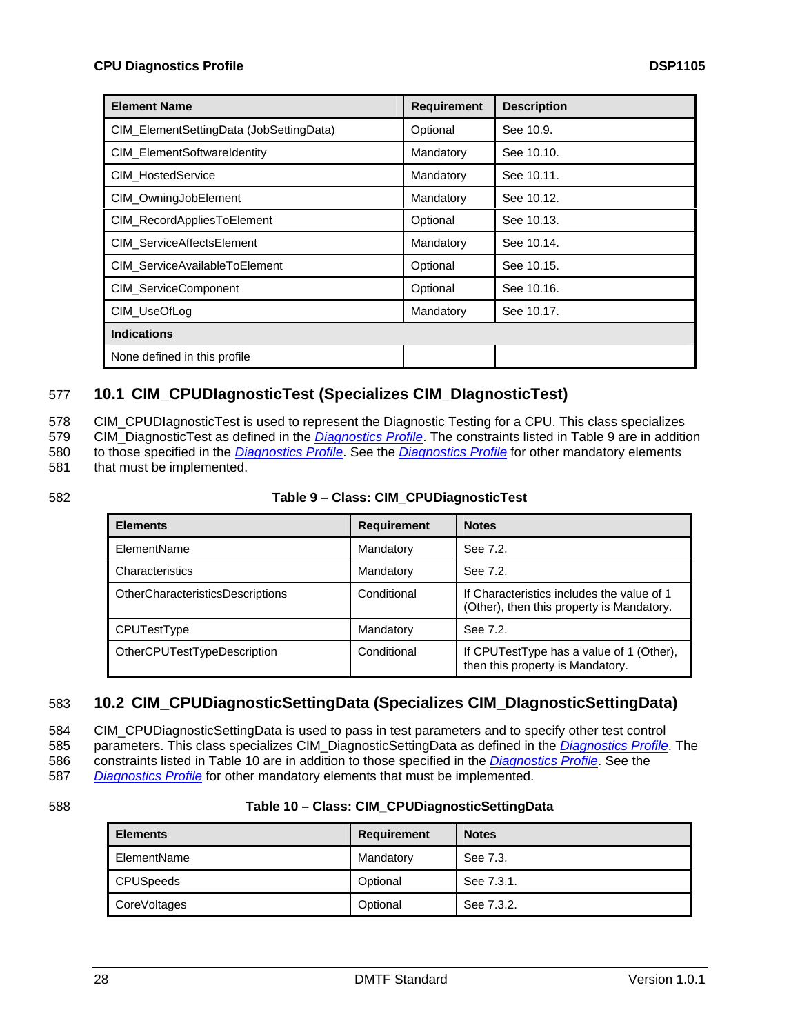| Element Name | Requirement | Description |
|---|---|---|
| CIM_ElementSettingData (JobSettingData) | Optional | See 10.9. |
| CIM_ElementSoftwareIdentity | Mandatory | See 10.10. |
| CIM_HostedService | Mandatory | See 10.11. |
| CIM_OwningJobElement | Mandatory | See 10.12. |
| CIM_RecordAppliesToElement | Optional | See 10.13. |
| CIM_ServiceAffectsElement | Mandatory | See 10.14. |
| CIM_ServiceAvailableToElement | Optional | See 10.15. |
| CIM_ServiceComponent | Optional | See 10.16. |
| CIM_UseOfLog | Mandatory | See 10.17. |
| **Indications** | | |
| None defined in this profile | | |

## 10.1 CIM_CPUDIagnosticTest (Specializes CIM_DIagnosticTest)

CIM_CPUDIagnosticTest is used to represent the Diagnostic Testing for a CPU. This class specializes CIM_DiagnosticTest as defined in the *Diagnostics Profile*. The constraints listed in Table 9 are in addition to those specified in the *Diagnostics Profile*. See the *Diagnostics Profile* for other mandatory elements that must be implemented.

**Table 9 – Class: CIM_CPUDiagnosticTest**

| Elements | Requirement | Notes |
|---|---|---|
| ElementName | Mandatory | See 7.2. |
| Characteristics | Mandatory | See 7.2. |
| OtherCharacteristicsDescriptions | Conditional | If Characteristics includes the value of 1 (Other), then this property is Mandatory. |
| CPUTestType | Mandatory | See 7.2. |
| OtherCPUTestTypeDescription | Conditional | If CPUTestType has a value of 1 (Other), then this property is Mandatory. |

## 10.2 CIM_CPUDiagnosticSettingData (Specializes CIM_DIagnosticSettingData)

CIM_CPUDiagnosticSettingData is used to pass in test parameters and to specify other test control parameters. This class specializes CIM_DiagnosticSettingData as defined in the *Diagnostics Profile*. The constraints listed in Table 10 are in addition to those specified in the *Diagnostics Profile*. See the *Diagnostics Profile* for other mandatory elements that must be implemented.

**Table 10 – Class: CIM_CPUDiagnosticSettingData**

| Elements | Requirement | Notes |
|---|---|---|
| ElementName | Mandatory | See 7.3. |
| CPUSpeeds | Optional | See 7.3.1. |
| CoreVoltages | Optional | See 7.3.2. |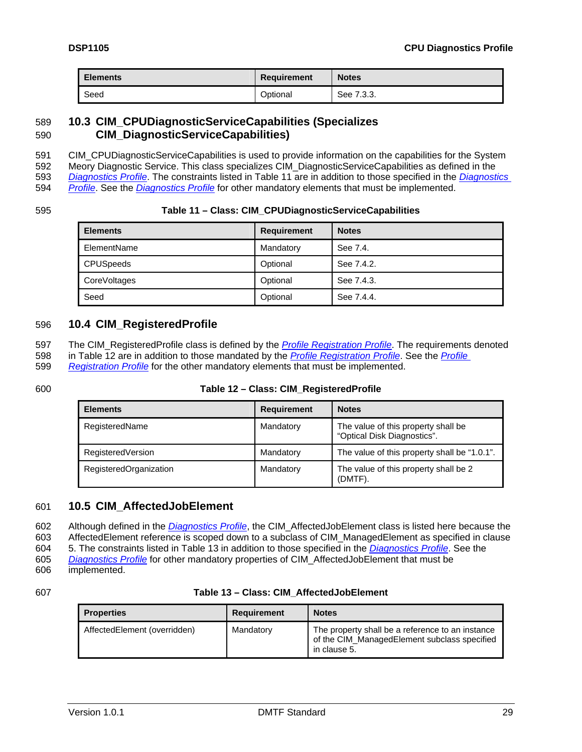| Elements | Requirement | Notes |
|---|---|---|
| Seed | Optional | See 7.3.3. |

## 10.3 CIM_CPUDiagnosticServiceCapabilities (Specializes CIM_DiagnosticServiceCapabilities)

CIM_CPUDiagnosticServiceCapabilities is used to provide information on the capabilities for the System Meory Diagnostic Service. This class specializes CIM_DiagnosticServiceCapabilities as defined in the *Diagnostics Profile*. The constraints listed in Table 11 are in addition to those specified in the *Diagnostics Profile*. See the *Diagnostics Profile* for other mandatory elements that must be implemented.

**Table 11 – Class: CIM_CPUDiagnosticServiceCapabilities**

| Elements | Requirement | Notes |
|---|---|---|
| ElementName | Mandatory | See 7.4. |
| CPUSpeeds | Optional | See 7.4.2. |
| CoreVoltages | Optional | See 7.4.3. |
| Seed | Optional | See 7.4.4. |

## 10.4 CIM_RegisteredProfile

The CIM_RegisteredProfile class is defined by the *Profile Registration Profile*. The requirements denoted in Table 12 are in addition to those mandated by the *Profile Registration Profile*. See the *Profile Registration Profile* for the other mandatory elements that must be implemented.

**Table 12 – Class: CIM_RegisteredProfile**

| Elements | Requirement | Notes |
|---|---|---|
| RegisteredName | Mandatory | The value of this property shall be "Optical Disk Diagnostics". |
| RegisteredVersion | Mandatory | The value of this property shall be "1.0.1". |
| RegisteredOrganization | Mandatory | The value of this property shall be 2 (DMTF). |

## 10.5 CIM_AffectedJobElement

Although defined in the *Diagnostics Profile*, the CIM_AffectedJobElement class is listed here because the AffectedElement reference is scoped down to a subclass of CIM_ManagedElement as specified in clause 5. The constraints listed in Table 13 in addition to those specified in the *Diagnostics Profile*. See the *Diagnostics Profile* for other mandatory properties of CIM_AffectedJobElement that must be implemented.

**Table 13 – Class: CIM_AffectedJobElement**

| Properties | Requirement | Notes |
|---|---|---|
| AffectedElement (overridden) | Mandatory | The property shall be a reference to an instance of the CIM_ManagedElement subclass specified in clause 5. |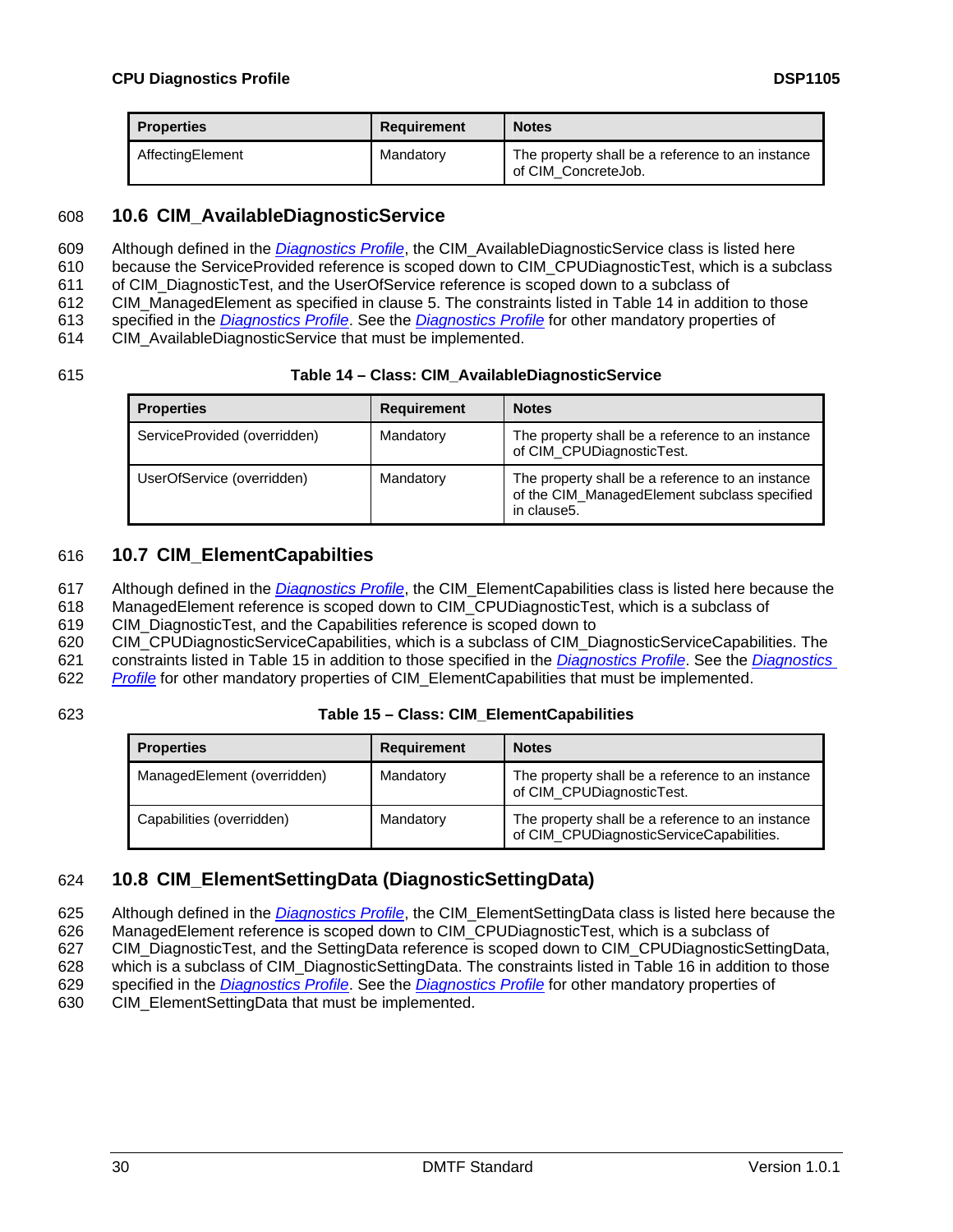| Properties | Requirement | Notes |
| --- | --- | --- |
| AffectingElement | Mandatory | The property shall be a reference to an instance of CIM_ConcreteJob. |

## 10.6 CIM_AvailableDiagnosticService

Although defined in the *Diagnostics Profile*, the CIM_AvailableDiagnosticService class is listed here because the ServiceProvided reference is scoped down to CIM_CPUDiagnosticTest, which is a subclass of CIM_DiagnosticTest, and the UserOfService reference is scoped down to a subclass of CIM_ManagedElement as specified in clause 5. The constraints listed in Table 14 in addition to those specified in the *Diagnostics Profile*. See the *Diagnostics Profile* for other mandatory properties of CIM_AvailableDiagnosticService that must be implemented.

**Table 14 – Class: CIM_AvailableDiagnosticService**

| Properties | Requirement | Notes |
| --- | --- | --- |
| ServiceProvided (overridden) | Mandatory | The property shall be a reference to an instance of CIM_CPUDiagnosticTest. |
| UserOfService (overridden) | Mandatory | The property shall be a reference to an instance of the CIM_ManagedElement subclass specified in clause5. |

## 10.7 CIM_ElementCapabilties

Although defined in the *Diagnostics Profile*, the CIM_ElementCapabilities class is listed here because the ManagedElement reference is scoped down to CIM_CPUDiagnosticTest, which is a subclass of CIM_DiagnosticTest, and the Capabilities reference is scoped down to CIM_CPUDiagnosticServiceCapabilities, which is a subclass of CIM_DiagnosticServiceCapabilities. The constraints listed in Table 15 in addition to those specified in the *Diagnostics Profile*. See the *Diagnostics Profile* for other mandatory properties of CIM_ElementCapabilities that must be implemented.

**Table 15 – Class: CIM_ElementCapabilities**

| Properties | Requirement | Notes |
| --- | --- | --- |
| ManagedElement (overridden) | Mandatory | The property shall be a reference to an instance of CIM_CPUDiagnosticTest. |
| Capabilities (overridden) | Mandatory | The property shall be a reference to an instance of CIM_CPUDiagnosticServiceCapabilities. |

## 10.8 CIM_ElementSettingData (DiagnosticSettingData)

Although defined in the *Diagnostics Profile*, the CIM_ElementSettingData class is listed here because the ManagedElement reference is scoped down to CIM_CPUDiagnosticTest, which is a subclass of CIM_DiagnosticTest, and the SettingData reference is scoped down to CIM_CPUDiagnosticSettingData, which is a subclass of CIM_DiagnosticSettingData. The constraints listed in Table 16 in addition to those specified in the *Diagnostics Profile*. See the *Diagnostics Profile* for other mandatory properties of CIM_ElementSettingData that must be implemented.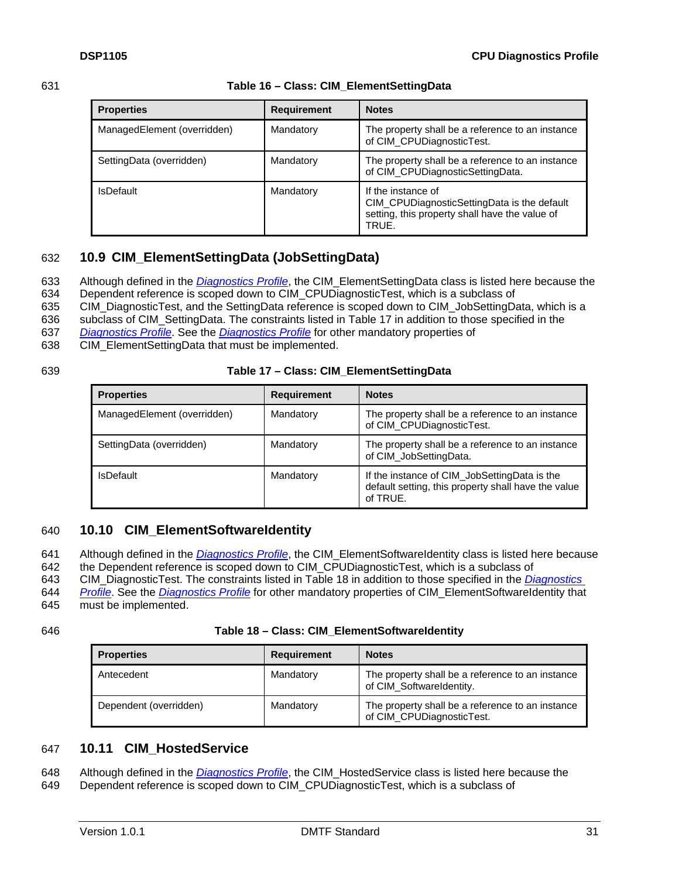Table 16 – Class: CIM_ElementSettingData

| Properties | Requirement | Notes |
|---|---|---|
| ManagedElement (overridden) | Mandatory | The property shall be a reference to an instance of CIM_CPUDiagnosticTest. |
| SettingData (overridden) | Mandatory | The property shall be a reference to an instance of CIM_CPUDiagnosticSettingData. |
| IsDefault | Mandatory | If the instance of CIM_CPUDiagnosticSettingData is the default setting, this property shall have the value of TRUE. |

## 10.9 CIM_ElementSettingData (JobSettingData)

Although defined in the *Diagnostics Profile*, the CIM_ElementSettingData class is listed here because the Dependent reference is scoped down to CIM_CPUDiagnosticTest, which is a subclass of CIM_DiagnosticTest, and the SettingData reference is scoped down to CIM_JobSettingData, which is a subclass of CIM_SettingData. The constraints listed in Table 17 in addition to those specified in the *Diagnostics Profile*. See the *Diagnostics Profile* for other mandatory properties of CIM_ElementSettingData that must be implemented.

Table 17 – Class: CIM_ElementSettingData

| Properties | Requirement | Notes |
|---|---|---|
| ManagedElement (overridden) | Mandatory | The property shall be a reference to an instance of CIM_CPUDiagnosticTest. |
| SettingData (overridden) | Mandatory | The property shall be a reference to an instance of CIM_JobSettingData. |
| IsDefault | Mandatory | If the instance of CIM_JobSettingData is the default setting, this property shall have the value of TRUE. |

## 10.10 CIM_ElementSoftwareIdentity

Although defined in the *Diagnostics Profile*, the CIM_ElementSoftwareIdentity class is listed here because the Dependent reference is scoped down to CIM_CPUDiagnosticTest, which is a subclass of CIM_DiagnosticTest. The constraints listed in Table 18 in addition to those specified in the *Diagnostics Profile*. See the *Diagnostics Profile* for other mandatory properties of CIM_ElementSoftwareIdentity that must be implemented.

Table 18 – Class: CIM_ElementSoftwareIdentity

| Properties | Requirement | Notes |
|---|---|---|
| Antecedent | Mandatory | The property shall be a reference to an instance of CIM_SoftwareIdentity. |
| Dependent (overridden) | Mandatory | The property shall be a reference to an instance of CIM_CPUDiagnosticTest. |

## 10.11 CIM_HostedService

Although defined in the *Diagnostics Profile*, the CIM_HostedService class is listed here because the Dependent reference is scoped down to CIM_CPUDiagnosticTest, which is a subclass of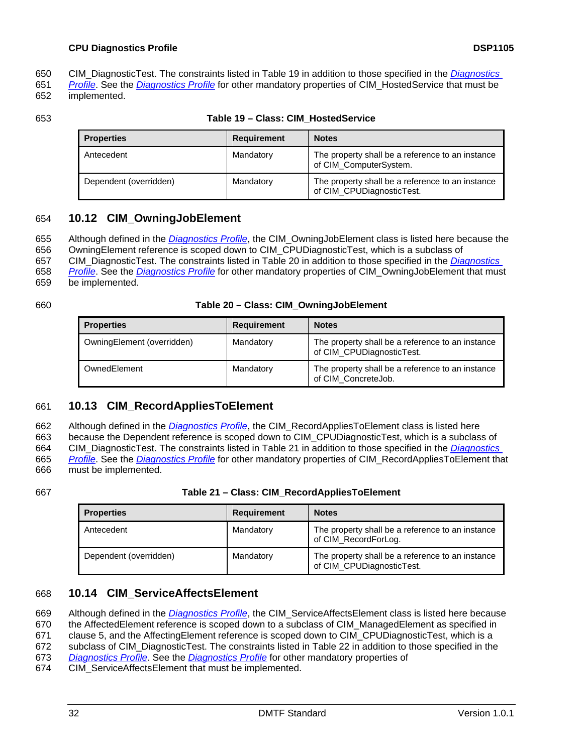CIM_DiagnosticTest. The constraints listed in Table 19 in addition to those specified in the *Diagnostics Profile*. See the *Diagnostics Profile* for other mandatory properties of CIM_HostedService that must be implemented.

**Table 19 – Class: CIM_HostedService**

| Properties | Requirement | Notes |
|---|---|---|
| Antecedent | Mandatory | The property shall be a reference to an instance of CIM_ComputerSystem. |
| Dependent (overridden) | Mandatory | The property shall be a reference to an instance of CIM_CPUDiagnosticTest. |

## 10.12 CIM_OwningJobElement

Although defined in the *Diagnostics Profile*, the CIM_OwningJobElement class is listed here because the OwningElement reference is scoped down to CIM_CPUDiagnosticTest, which is a subclass of CIM_DiagnosticTest. The constraints listed in Table 20 in addition to those specified in the *Diagnostics Profile*. See the *Diagnostics Profile* for other mandatory properties of CIM_OwningJobElement that must be implemented.

**Table 20 – Class: CIM_OwningJobElement**

| Properties | Requirement | Notes |
|---|---|---|
| OwningElement (overridden) | Mandatory | The property shall be a reference to an instance of CIM_CPUDiagnosticTest. |
| OwnedElement | Mandatory | The property shall be a reference to an instance of CIM_ConcreteJob. |

## 10.13 CIM_RecordAppliesToElement

Although defined in the *Diagnostics Profile*, the CIM_RecordAppliesToElement class is listed here because the Dependent reference is scoped down to CIM_CPUDiagnosticTest, which is a subclass of CIM_DiagnosticTest. The constraints listed in Table 21 in addition to those specified in the *Diagnostics Profile*. See the *Diagnostics Profile* for other mandatory properties of CIM_RecordAppliesToElement that must be implemented.

**Table 21 – Class: CIM_RecordAppliesToElement**

| Properties | Requirement | Notes |
|---|---|---|
| Antecedent | Mandatory | The property shall be a reference to an instance of CIM_RecordForLog. |
| Dependent (overridden) | Mandatory | The property shall be a reference to an instance of CIM_CPUDiagnosticTest. |

## 10.14 CIM_ServiceAffectsElement

Although defined in the *Diagnostics Profile*, the CIM_ServiceAffectsElement class is listed here because the AffectedElement reference is scoped down to a subclass of CIM_ManagedElement as specified in clause 5, and the AffectingElement reference is scoped down to CIM_CPUDiagnosticTest, which is a subclass of CIM_DiagnosticTest. The constraints listed in Table 22 in addition to those specified in the *Diagnostics Profile*. See the *Diagnostics Profile* for other mandatory properties of CIM_ServiceAffectsElement that must be implemented.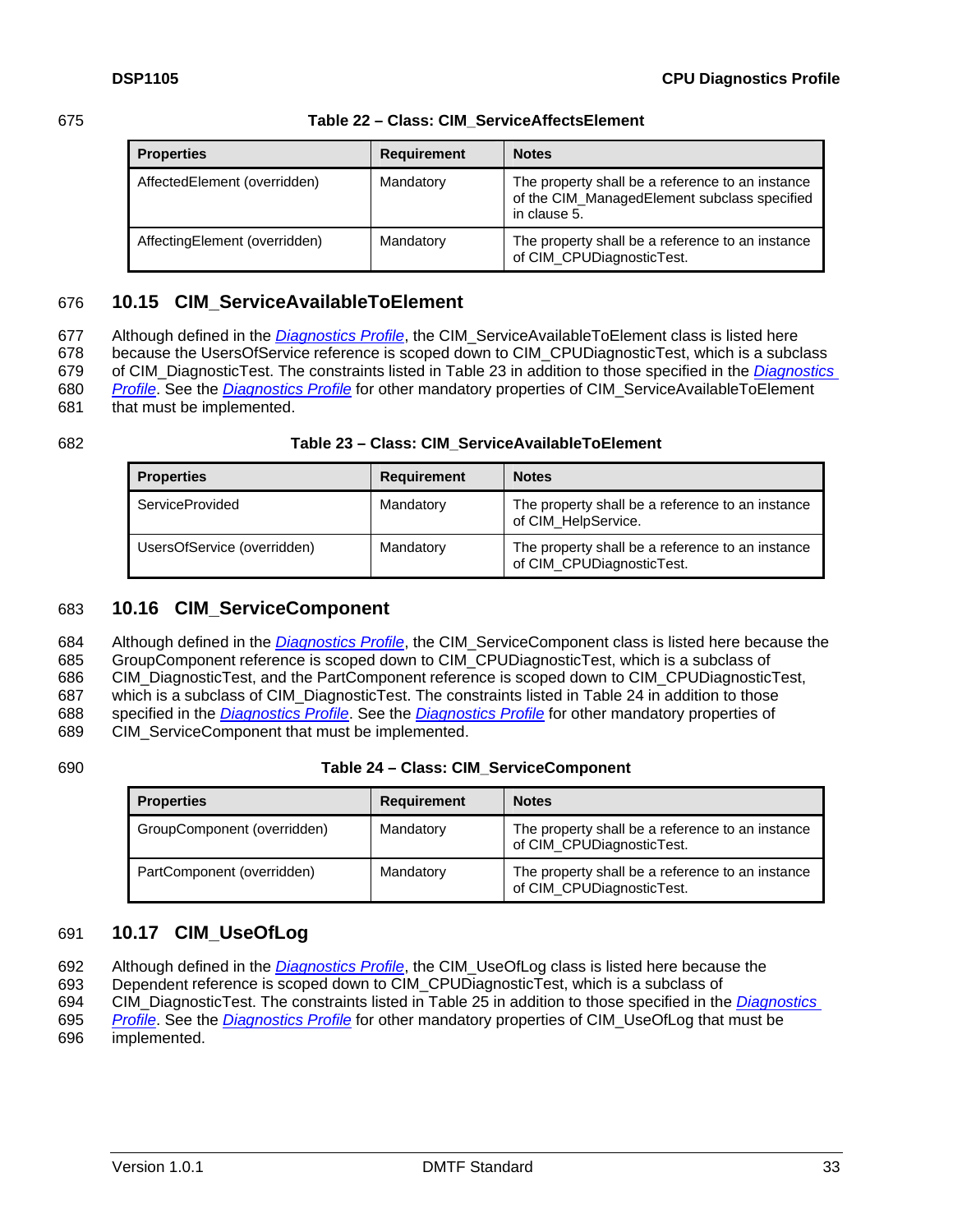**Table 22 – Class: CIM_ServiceAffectsElement**

| Properties | Requirement | Notes |
|---|---|---|
| AffectedElement (overridden) | Mandatory | The property shall be a reference to an instance of the CIM_ManagedElement subclass specified in clause 5. |
| AffectingElement (overridden) | Mandatory | The property shall be a reference to an instance of CIM_CPUDiagnosticTest. |

## 10.15 CIM_ServiceAvailableToElement

Although defined in the *Diagnostics Profile*, the CIM_ServiceAvailableToElement class is listed here because the UsersOfService reference is scoped down to CIM_CPUDiagnosticTest, which is a subclass of CIM_DiagnosticTest. The constraints listed in Table 23 in addition to those specified in the *Diagnostics Profile*. See the *Diagnostics Profile* for other mandatory properties of CIM_ServiceAvailableToElement that must be implemented.

**Table 23 – Class: CIM_ServiceAvailableToElement**

| Properties | Requirement | Notes |
|---|---|---|
| ServiceProvided | Mandatory | The property shall be a reference to an instance of CIM_HelpService. |
| UsersOfService (overridden) | Mandatory | The property shall be a reference to an instance of CIM_CPUDiagnosticTest. |

## 10.16 CIM_ServiceComponent

Although defined in the *Diagnostics Profile*, the CIM_ServiceComponent class is listed here because the GroupComponent reference is scoped down to CIM_CPUDiagnosticTest, which is a subclass of CIM_DiagnosticTest, and the PartComponent reference is scoped down to CIM_CPUDiagnosticTest, which is a subclass of CIM_DiagnosticTest. The constraints listed in Table 24 in addition to those specified in the *Diagnostics Profile*. See the *Diagnostics Profile* for other mandatory properties of CIM_ServiceComponent that must be implemented.

**Table 24 – Class: CIM_ServiceComponent**

| Properties | Requirement | Notes |
|---|---|---|
| GroupComponent (overridden) | Mandatory | The property shall be a reference to an instance of CIM_CPUDiagnosticTest. |
| PartComponent (overridden) | Mandatory | The property shall be a reference to an instance of CIM_CPUDiagnosticTest. |

## 10.17 CIM_UseOfLog

Although defined in the *Diagnostics Profile*, the CIM_UseOfLog class is listed here because the Dependent reference is scoped down to CIM_CPUDiagnosticTest, which is a subclass of CIM_DiagnosticTest. The constraints listed in Table 25 in addition to those specified in the *Diagnostics Profile*. See the *Diagnostics Profile* for other mandatory properties of CIM_UseOfLog that must be implemented.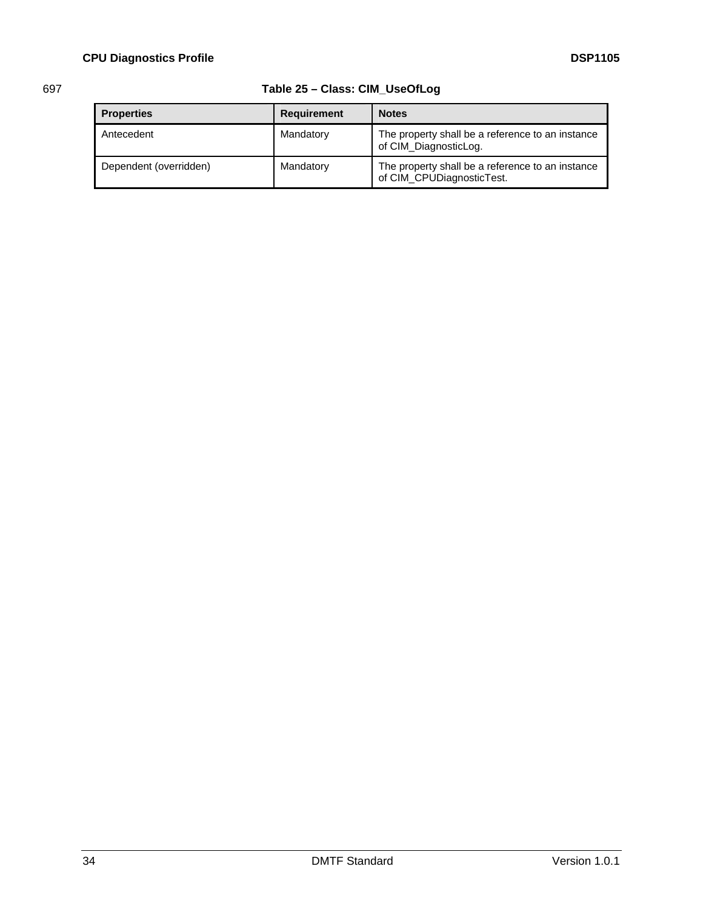**Table 25 – Class: CIM_UseOfLog**

| Properties | Requirement | Notes |
|---|---|---|
| Antecedent | Mandatory | The property shall be a reference to an instance of CIM_DiagnosticLog. |
| Dependent (overridden) | Mandatory | The property shall be a reference to an instance of CIM_CPUDiagnosticTest. |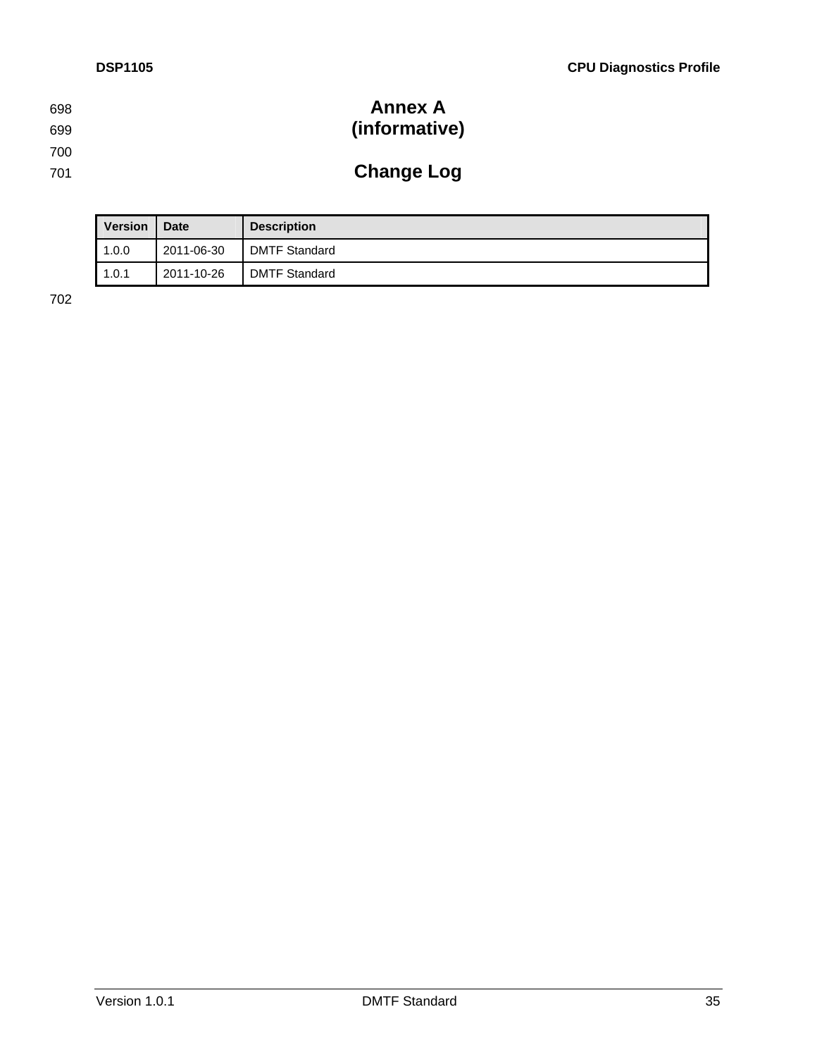# Annex A
# (informative)

# Change Log

| Version | Date | Description |
|---|---|---|
| 1.0.0 | 2011-06-30 | DMTF Standard |
| 1.0.1 | 2011-10-26 | DMTF Standard |